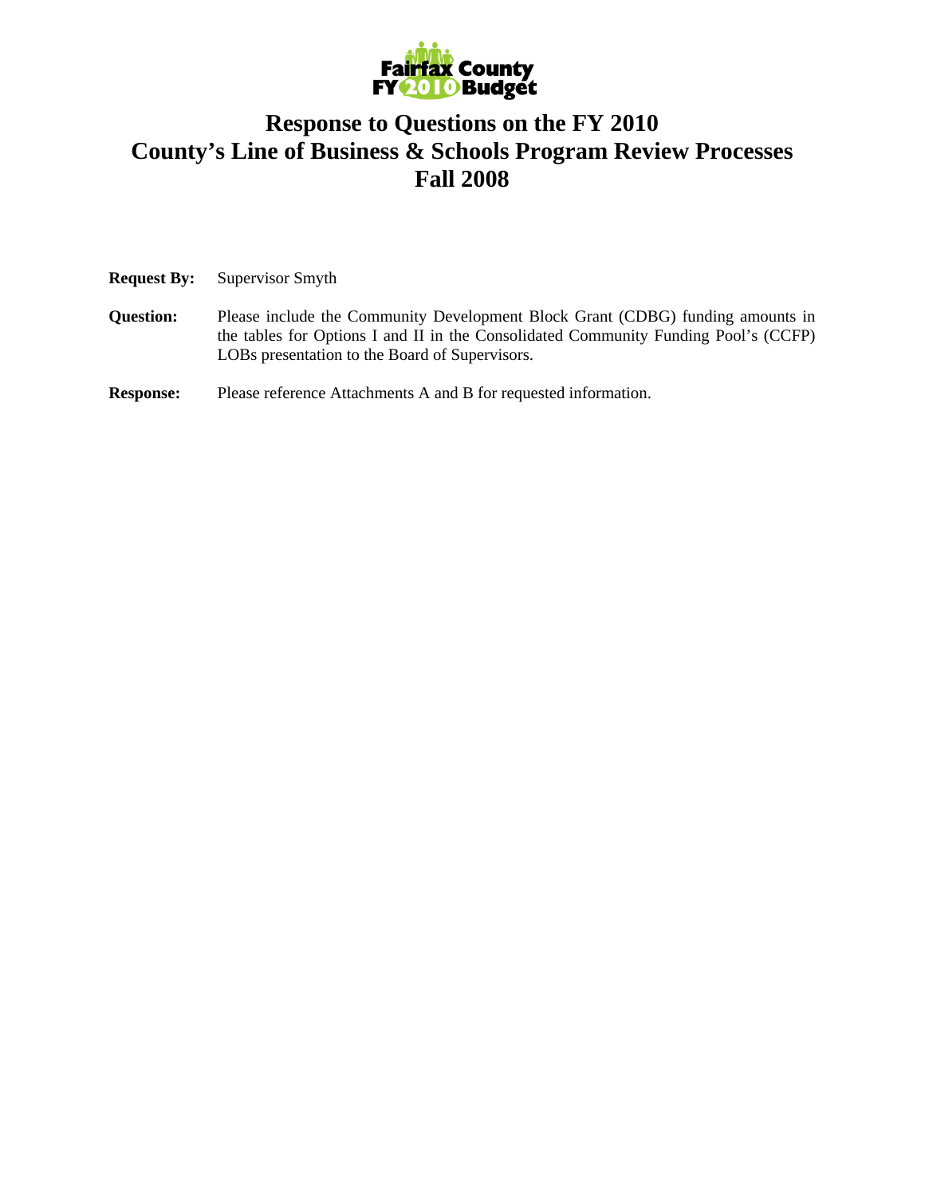# Response to Questions on the FY 2010 County's Line of Business & Schools Program Review Processes Fall 2008

**Request By:** Supervisor Smyth

**Question:** Please include the Community Development Block Grant (CDBG) funding amounts in the tables for Options I and II in the Consolidated Community Funding Pool's (CCFP) LOBs presentation to the Board of Supervisors.

**Response:** Please reference Attachments A and B for requested information.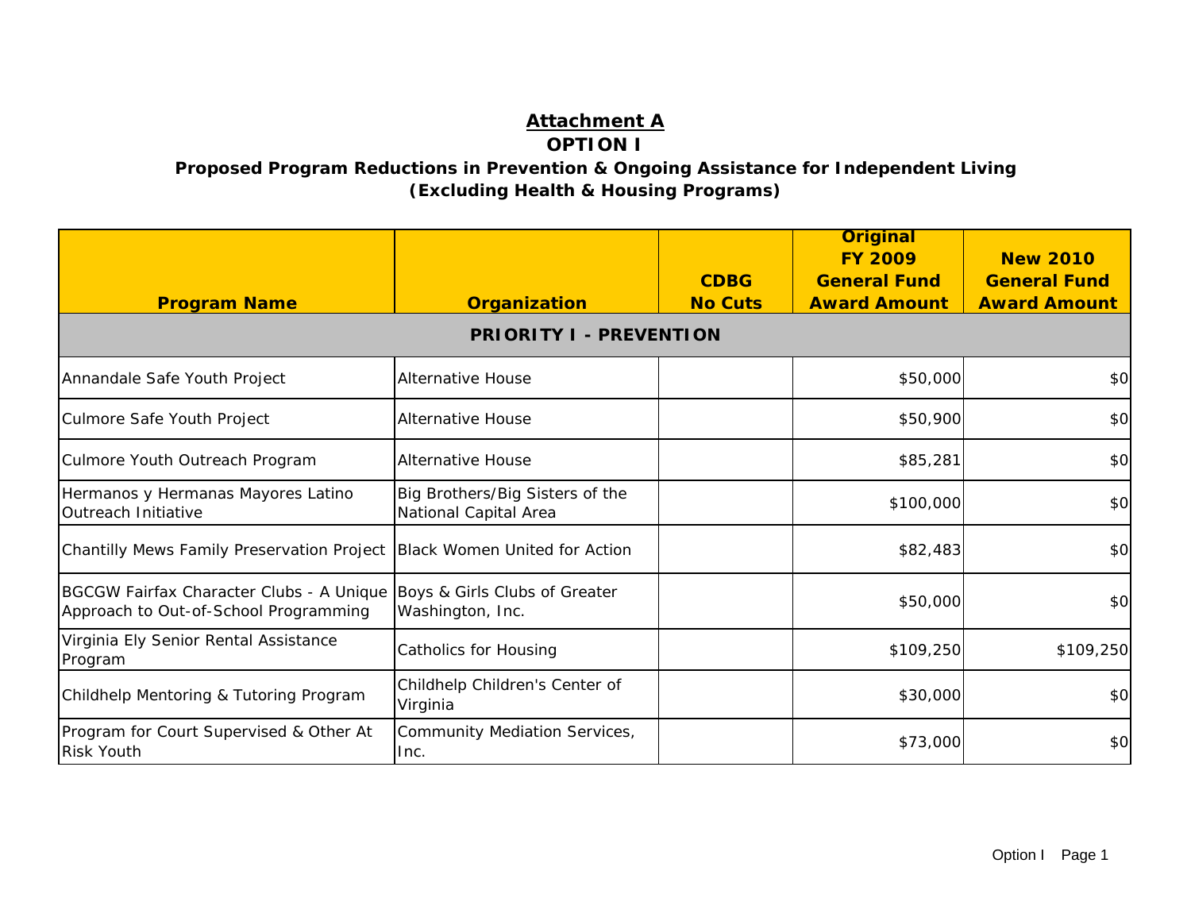## Attachment A

### OPTION I

### Proposed Program Reductions in Prevention & Ongoing Assistance for Independent Living (Excluding Health & Housing Programs)

| Program Name | Organization | CDBG No Cuts | Original FY 2009 General Fund Award Amount | New 2010 General Fund Award Amount |
|---|---|---|---|---|
| **PRIORITY I - PREVENTION** | | | | |
| Annandale Safe Youth Project | Alternative House | | $50,000 | $0 |
| Culmore Safe Youth Project | Alternative House | | $50,900 | $0 |
| Culmore Youth Outreach Program | Alternative House | | $85,281 | $0 |
| Hermanos y Hermanas Mayores Latino Outreach Initiative | Big Brothers/Big Sisters of the National Capital Area | | $100,000 | $0 |
| Chantilly Mews Family Preservation Project | Black Women United for Action | | $82,483 | $0 |
| BGCGW Fairfax Character Clubs - A Unique Approach to Out-of-School Programming | Boys & Girls Clubs of Greater Washington, Inc. | | $50,000 | $0 |
| Virginia Ely Senior Rental Assistance Program | Catholics for Housing | | $109,250 | $109,250 |
| Childhelp Mentoring & Tutoring Program | Childhelp Children's Center of Virginia | | $30,000 | $0 |
| Program for Court Supervised & Other At Risk Youth | Community Mediation Services, Inc. | | $73,000 | $0 |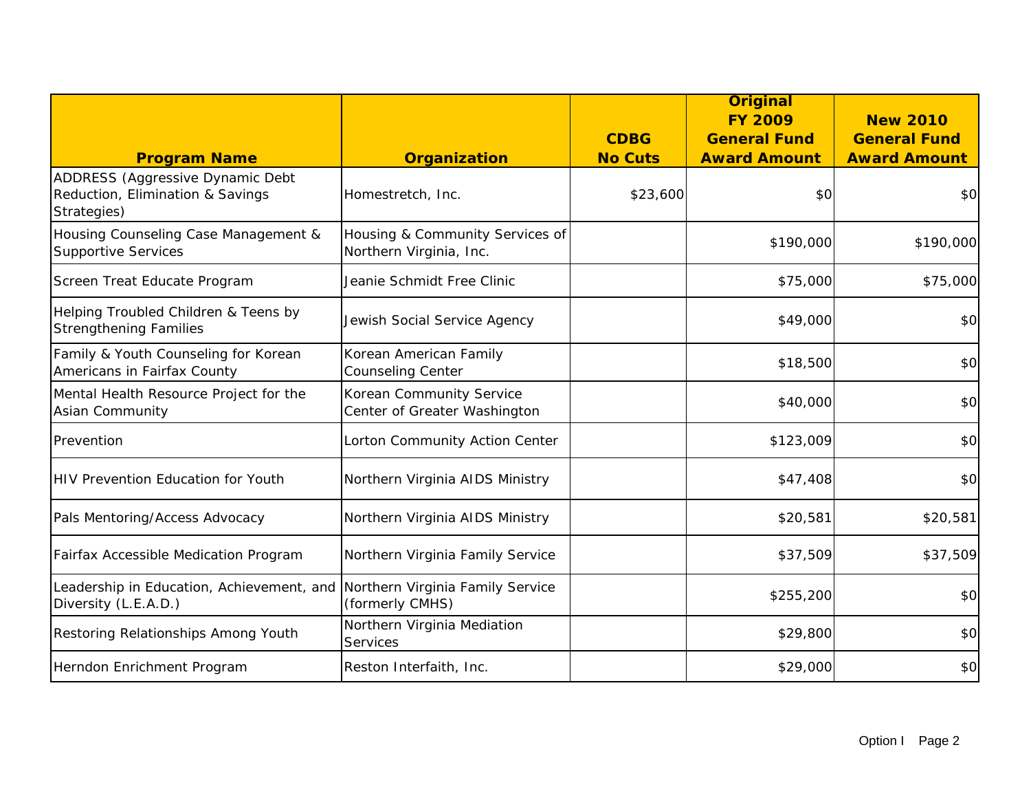| Program Name | Organization | CDBG No Cuts | Original FY 2009 General Fund Award Amount | New 2010 General Fund Award Amount |
|---|---|---|---|---|
| ADDRESS (Aggressive Dynamic Debt Reduction, Elimination & Savings Strategies) | Homestretch, Inc. | $23,600 | $0 | $0 |
| Housing Counseling Case Management & Supportive Services | Housing & Community Services of Northern Virginia, Inc. | | $190,000 | $190,000 |
| Screen Treat Educate Program | Jeanie Schmidt Free Clinic | | $75,000 | $75,000 |
| Helping Troubled Children & Teens by Strengthening Families | Jewish Social Service Agency | | $49,000 | $0 |
| Family & Youth Counseling for Korean Americans in Fairfax County | Korean American Family Counseling Center | | $18,500 | $0 |
| Mental Health Resource Project for the Asian Community | Korean Community Service Center of Greater Washington | | $40,000 | $0 |
| Prevention | Lorton Community Action Center | | $123,009 | $0 |
| HIV Prevention Education for Youth | Northern Virginia AIDS Ministry | | $47,408 | $0 |
| Pals Mentoring/Access Advocacy | Northern Virginia AIDS Ministry | | $20,581 | $20,581 |
| Fairfax Accessible Medication Program | Northern Virginia Family Service | | $37,509 | $37,509 |
| Leadership in Education, Achievement, and Diversity (L.E.A.D.) | Northern Virginia Family Service (formerly CMHS) | | $255,200 | $0 |
| Restoring Relationships Among Youth | Northern Virginia Mediation Services | | $29,800 | $0 |
| Herndon Enrichment Program | Reston Interfaith, Inc. | | $29,000 | $0 |

Option I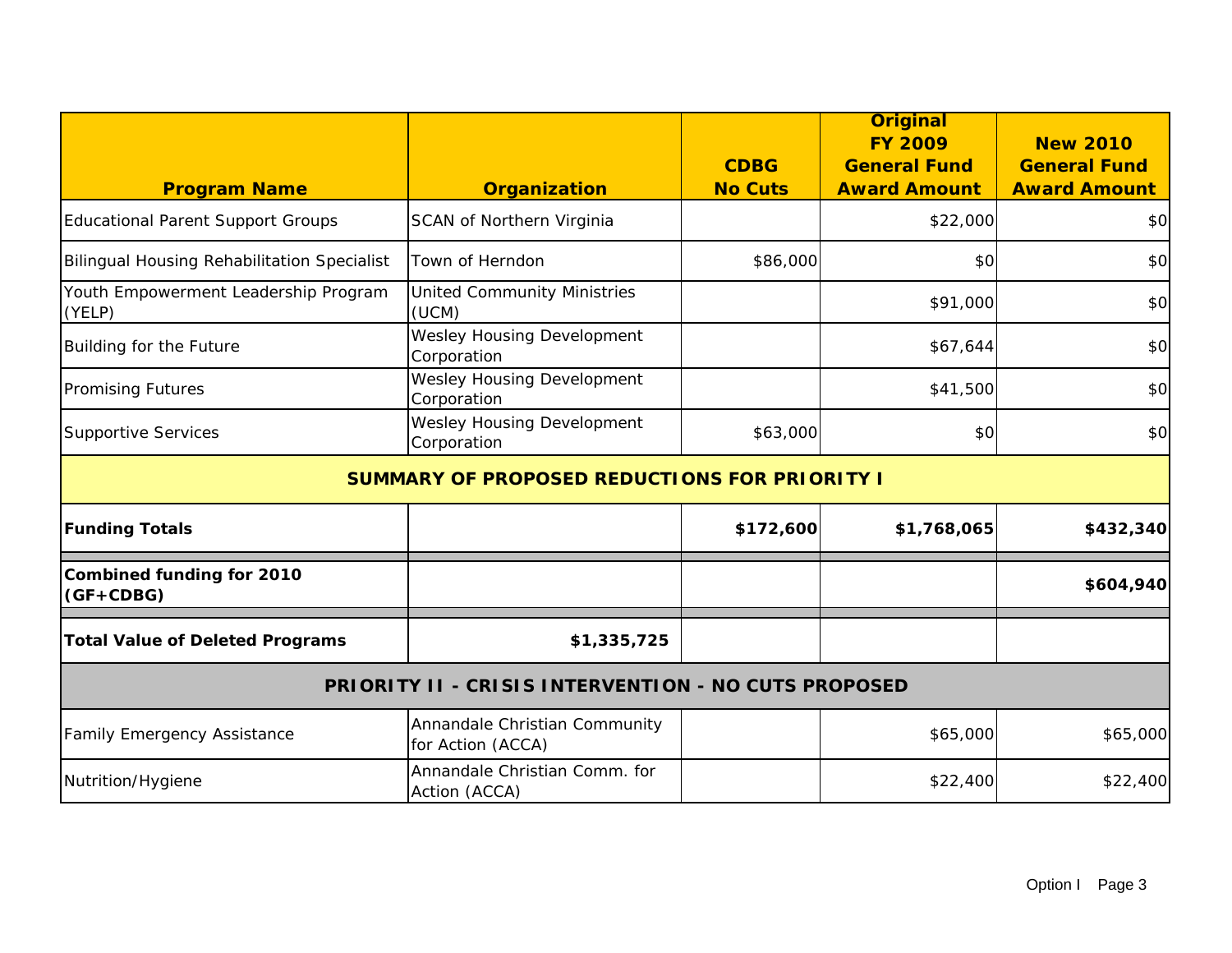| Program Name | Organization | CDBG No Cuts | Original FY 2009 General Fund Award Amount | New 2010 General Fund Award Amount |
|---|---|---|---|---|
| Educational Parent Support Groups | SCAN of Northern Virginia | | $22,000 | $0 |
| Bilingual Housing Rehabilitation Specialist | Town of Herndon | $86,000 | $0 | $0 |
| Youth Empowerment Leadership Program (YELP) | United Community Ministries (UCM) | | $91,000 | $0 |
| Building for the Future | Wesley Housing Development Corporation | | $67,644 | $0 |
| Promising Futures | Wesley Housing Development Corporation | | $41,500 | $0 |
| Supportive Services | Wesley Housing Development Corporation | $63,000 | $0 | $0 |
| **SUMMARY OF PROPOSED REDUCTIONS FOR PRIORITY I** | | | | |
| **Funding Totals** | | **$172,600** | **$1,768,065** | **$432,340** |
| **Combined funding for 2010 (GF+CDBG)** | | | | **$604,940** |
| **Total Value of Deleted Programs** | **$1,335,725** | | | |
| **PRIORITY II - CRISIS INTERVENTION - NO CUTS PROPOSED** | | | | |
| Family Emergency Assistance | Annandale Christian Community for Action (ACCA) | | $65,000 | $65,000 |
| Nutrition/Hygiene | Annandale Christian Comm. for Action (ACCA) | | $22,400 | $22,400 |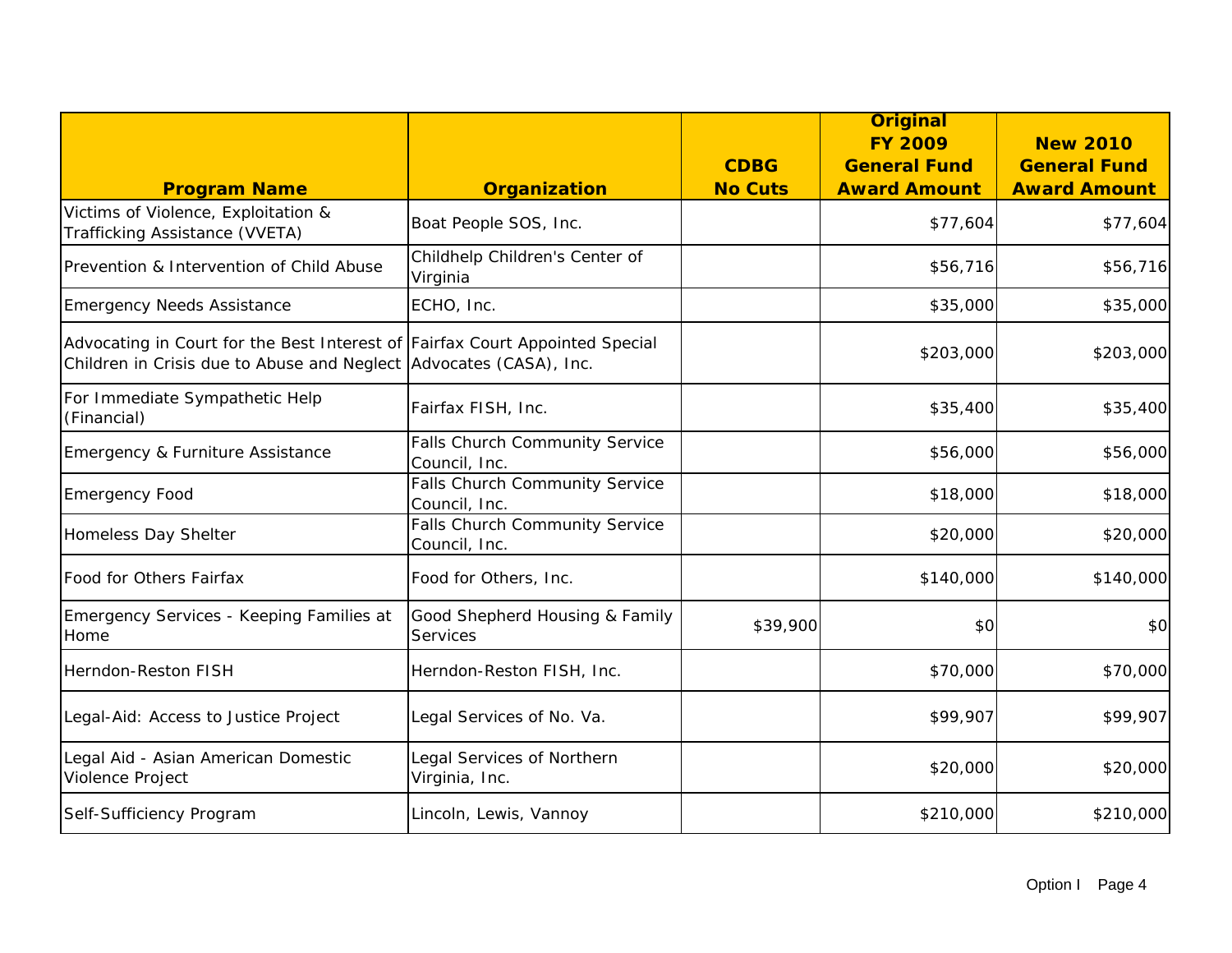| Program Name | Organization | CDBG No Cuts | Original FY 2009 General Fund Award Amount | New 2010 General Fund Award Amount |
|---|---|---|---|---|
| Victims of Violence, Exploitation & Trafficking Assistance (VVETA) | Boat People SOS, Inc. | | $77,604 | $77,604 |
| Prevention & Intervention of Child Abuse | Childhelp Children's Center of Virginia | | $56,716 | $56,716 |
| Emergency Needs Assistance | ECHO, Inc. | | $35,000 | $35,000 |
| Advocating in Court for the Best Interest of Children in Crisis due to Abuse and Neglect | Fairfax Court Appointed Special Advocates (CASA), Inc. | | $203,000 | $203,000 |
| For Immediate Sympathetic Help (Financial) | Fairfax FISH, Inc. | | $35,400 | $35,400 |
| Emergency & Furniture Assistance | Falls Church Community Service Council, Inc. | | $56,000 | $56,000 |
| Emergency Food | Falls Church Community Service Council, Inc. | | $18,000 | $18,000 |
| Homeless Day Shelter | Falls Church Community Service Council, Inc. | | $20,000 | $20,000 |
| Food for Others Fairfax | Food for Others, Inc. | | $140,000 | $140,000 |
| Emergency Services - Keeping Families at Home | Good Shepherd Housing & Family Services | $39,900 | $0 | $0 |
| Herndon-Reston FISH | Herndon-Reston FISH, Inc. | | $70,000 | $70,000 |
| Legal-Aid: Access to Justice Project | Legal Services of No. Va. | | $99,907 | $99,907 |
| Legal Aid - Asian American Domestic Violence Project | Legal Services of Northern Virginia, Inc. | | $20,000 | $20,000 |
| Self-Sufficiency Program | Lincoln, Lewis, Vannoy | | $210,000 | $210,000 |

Option I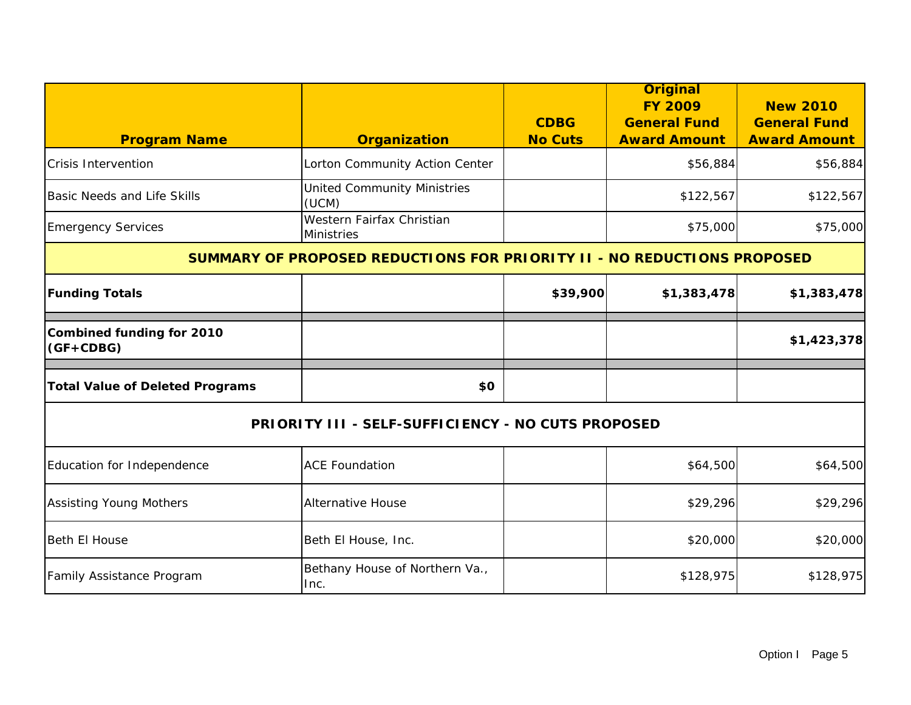| Program Name | Organization | CDBG No Cuts | Original FY 2009 General Fund Award Amount | New 2010 General Fund Award Amount |
|---|---|---|---|---|
| Crisis Intervention | Lorton Community Action Center | | $56,884 | $56,884 |
| Basic Needs and Life Skills | United Community Ministries (UCM) | | $122,567 | $122,567 |
| Emergency Services | Western Fairfax Christian Ministries | | $75,000 | $75,000 |
| **SUMMARY OF PROPOSED REDUCTIONS FOR PRIORITY II - NO REDUCTIONS PROPOSED** | | | | |
| **Funding Totals** | | **$39,900** | **$1,383,478** | **$1,383,478** |
| | | | | |
| **Combined funding for 2010 (GF+CDBG)** | | | | **$1,423,378** |
| | | | | |
| **Total Value of Deleted Programs** | **$0** | | | |
| **PRIORITY III - SELF-SUFFICIENCY - NO CUTS PROPOSED** | | | | |
| Education for Independence | ACE Foundation | | $64,500 | $64,500 |
| Assisting Young Mothers | Alternative House | | $29,296 | $29,296 |
| Beth El House | Beth El House, Inc. | | $20,000 | $20,000 |
| Family Assistance Program | Bethany House of Northern Va., Inc. | | $128,975 | $128,975 |

Option I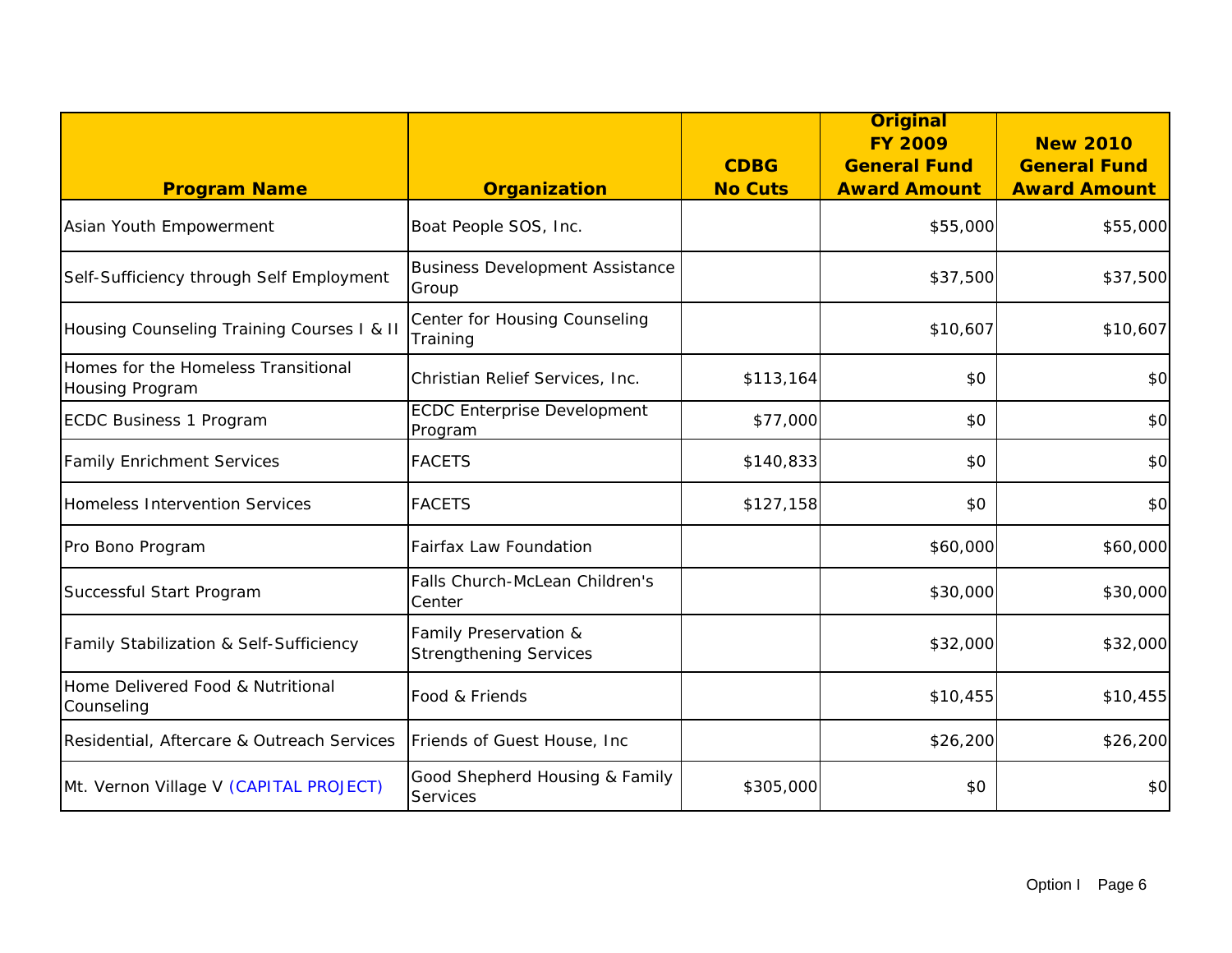| Program Name | Organization | CDBG No Cuts | Original FY 2009 General Fund Award Amount | New 2010 General Fund Award Amount |
|---|---|---|---|---|
| Asian Youth Empowerment | Boat People SOS, Inc. | | $55,000 | $55,000 |
| Self-Sufficiency through Self Employment | Business Development Assistance Group | | $37,500 | $37,500 |
| Housing Counseling Training Courses I & II | Center for Housing Counseling Training | | $10,607 | $10,607 |
| Homes for the Homeless Transitional Housing Program | Christian Relief Services, Inc. | $113,164 | $0 | $0 |
| ECDC Business 1 Program | ECDC Enterprise Development Program | $77,000 | $0 | $0 |
| Family Enrichment Services | FACETS | $140,833 | $0 | $0 |
| Homeless Intervention Services | FACETS | $127,158 | $0 | $0 |
| Pro Bono Program | Fairfax Law Foundation | | $60,000 | $60,000 |
| Successful Start Program | Falls Church-McLean Children's Center | | $30,000 | $30,000 |
| Family Stabilization & Self-Sufficiency | Family Preservation & Strengthening Services | | $32,000 | $32,000 |
| Home Delivered Food & Nutritional Counseling | Food & Friends | | $10,455 | $10,455 |
| Residential, Aftercare & Outreach Services | Friends of Guest House, Inc | | $26,200 | $26,200 |
| Mt. Vernon Village V (CAPITAL PROJECT) | Good Shepherd Housing & Family Services | $305,000 | $0 | $0 |

Option I Page 6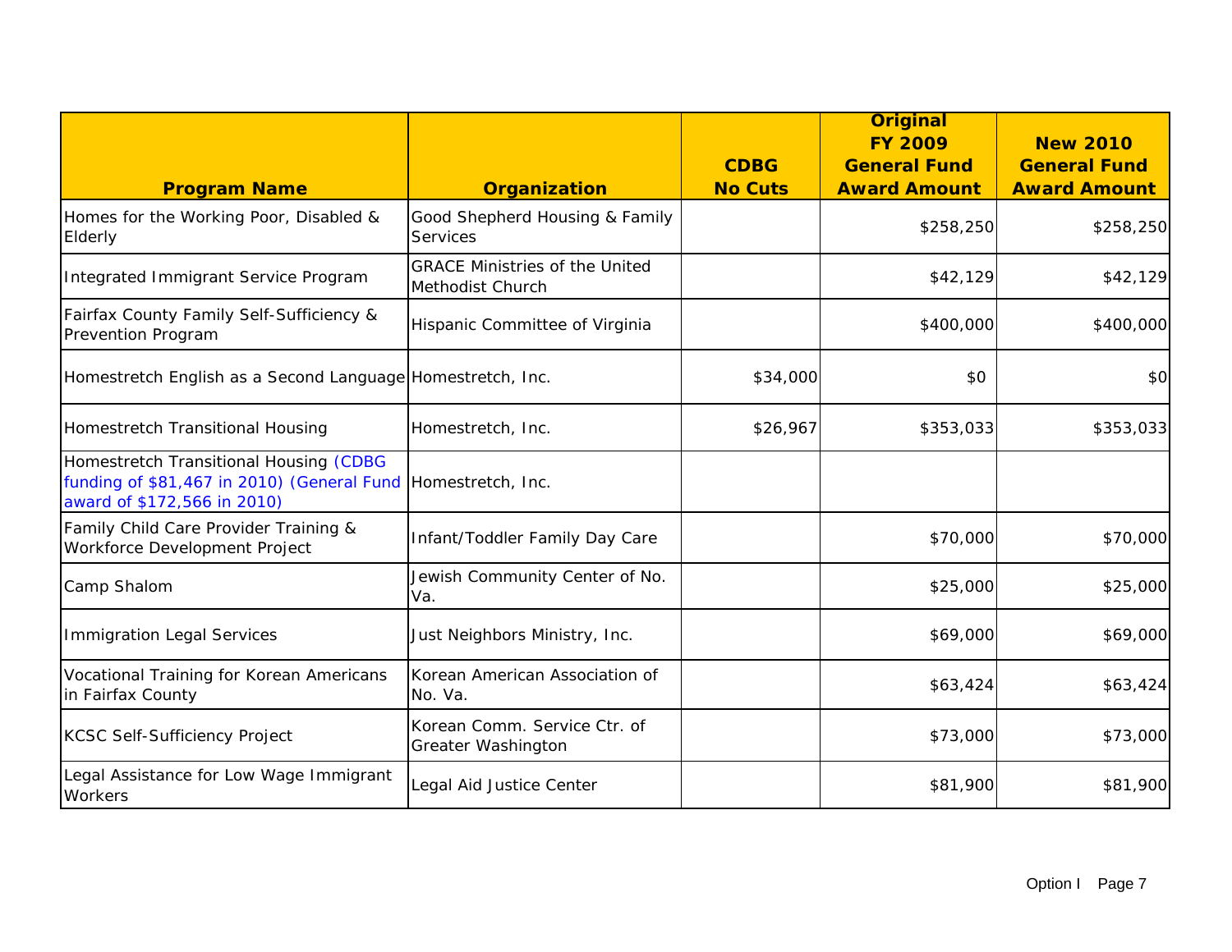| Program Name | Organization | CDBG No Cuts | Original FY 2009 General Fund Award Amount | New 2010 General Fund Award Amount |
|---|---|---|---|---|
| Homes for the Working Poor, Disabled & Elderly | Good Shepherd Housing & Family Services | | $258,250 | $258,250 |
| Integrated Immigrant Service Program | GRACE Ministries of the United Methodist Church | | $42,129 | $42,129 |
| Fairfax County Family Self-Sufficiency & Prevention Program | Hispanic Committee of Virginia | | $400,000 | $400,000 |
| Homestretch English as a Second Language | Homestretch, Inc. | $34,000 | $0 | $0 |
| Homestretch Transitional Housing | Homestretch, Inc. | $26,967 | $353,033 | $353,033 |
| Homestretch Transitional Housing (CDBG funding of $81,467 in 2010) (General Fund award of $172,566 in 2010) | Homestretch, Inc. | | | |
| Family Child Care Provider Training & Workforce Development Project | Infant/Toddler Family Day Care | | $70,000 | $70,000 |
| Camp Shalom | Jewish Community Center of No. Va. | | $25,000 | $25,000 |
| Immigration Legal Services | Just Neighbors Ministry, Inc. | | $69,000 | $69,000 |
| Vocational Training for Korean Americans in Fairfax County | Korean American Association of No. Va. | | $63,424 | $63,424 |
| KCSC Self-Sufficiency Project | Korean Comm. Service Ctr. of Greater Washington | | $73,000 | $73,000 |
| Legal Assistance for Low Wage Immigrant Workers | Legal Aid Justice Center | | $81,900 | $81,900 |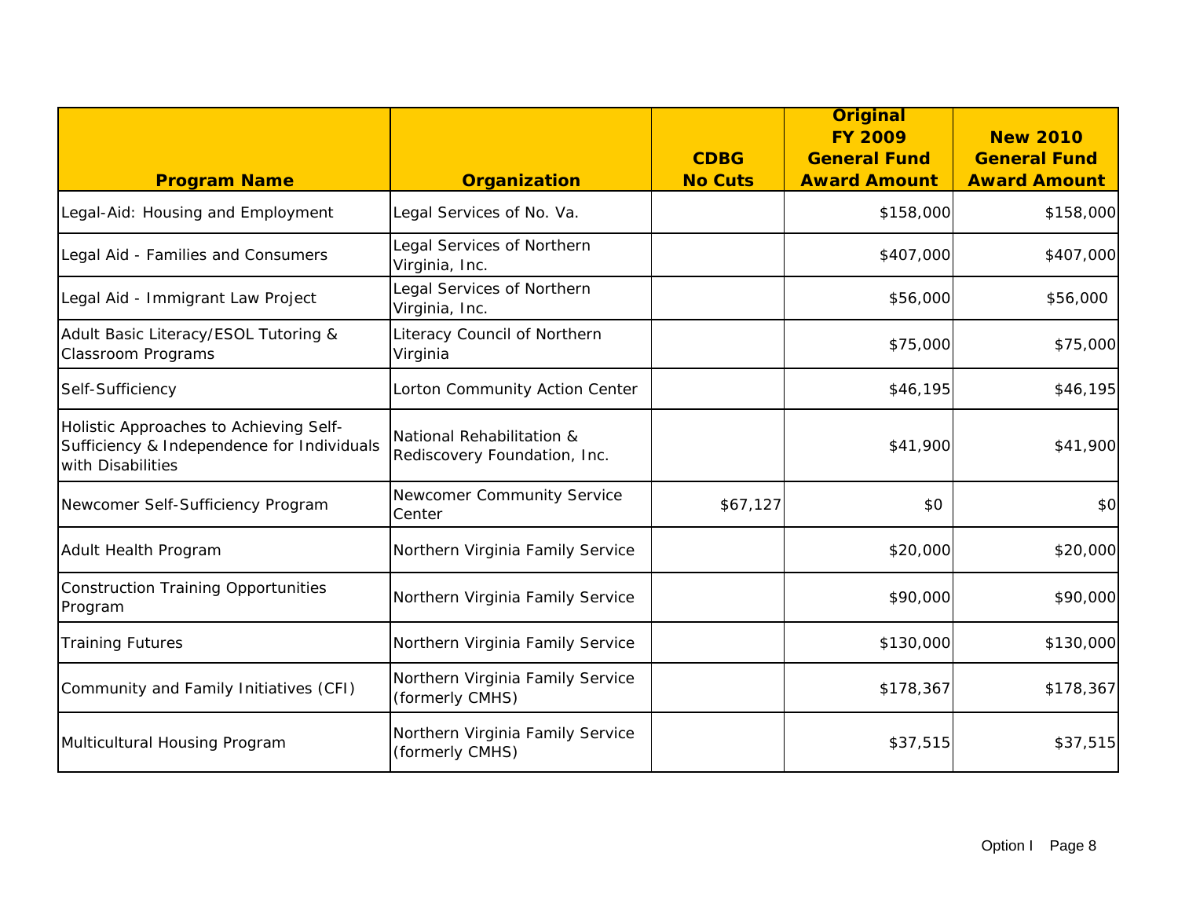| Program Name | Organization | CDBG No Cuts | Original FY 2009 General Fund Award Amount | New 2010 General Fund Award Amount |
|---|---|---|---|---|
| Legal-Aid: Housing and Employment | Legal Services of No. Va. | | $158,000 | $158,000 |
| Legal Aid - Families and Consumers | Legal Services of Northern Virginia, Inc. | | $407,000 | $407,000 |
| Legal Aid - Immigrant Law Project | Legal Services of Northern Virginia, Inc. | | $56,000 | $56,000 |
| Adult Basic Literacy/ESOL Tutoring & Classroom Programs | Literacy Council of Northern Virginia | | $75,000 | $75,000 |
| Self-Sufficiency | Lorton Community Action Center | | $46,195 | $46,195 |
| Holistic Approaches to Achieving Self-Sufficiency & Independence for Individuals with Disabilities | National Rehabilitation & Rediscovery Foundation, Inc. | | $41,900 | $41,900 |
| Newcomer Self-Sufficiency Program | Newcomer Community Service Center | $67,127 | $0 | $0 |
| Adult Health Program | Northern Virginia Family Service | | $20,000 | $20,000 |
| Construction Training Opportunities Program | Northern Virginia Family Service | | $90,000 | $90,000 |
| Training Futures | Northern Virginia Family Service | | $130,000 | $130,000 |
| Community and Family Initiatives (CFI) | Northern Virginia Family Service (formerly CMHS) | | $178,367 | $178,367 |
| Multicultural Housing Program | Northern Virginia Family Service (formerly CMHS) | | $37,515 | $37,515 |

Option I Page 8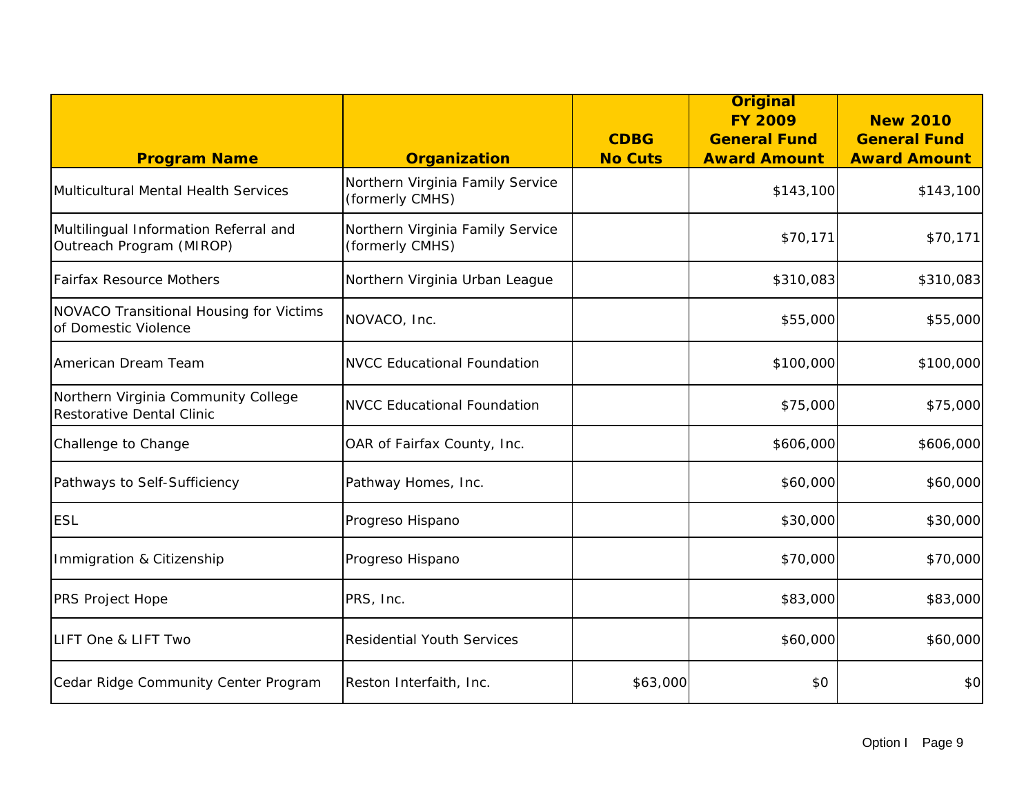| Program Name | Organization | CDBG No Cuts | Original FY 2009 General Fund Award Amount | New 2010 General Fund Award Amount |
|---|---|---|---|---|
| Multicultural Mental Health Services | Northern Virginia Family Service (formerly CMHS) | | $143,100 | $143,100 |
| Multilingual Information Referral and Outreach Program (MIROP) | Northern Virginia Family Service (formerly CMHS) | | $70,171 | $70,171 |
| Fairfax Resource Mothers | Northern Virginia Urban League | | $310,083 | $310,083 |
| NOVACO Transitional Housing for Victims of Domestic Violence | NOVACO, Inc. | | $55,000 | $55,000 |
| American Dream Team | NVCC Educational Foundation | | $100,000 | $100,000 |
| Northern Virginia Community College Restorative Dental Clinic | NVCC Educational Foundation | | $75,000 | $75,000 |
| Challenge to Change | OAR of Fairfax County, Inc. | | $606,000 | $606,000 |
| Pathways to Self-Sufficiency | Pathway Homes, Inc. | | $60,000 | $60,000 |
| ESL | Progreso Hispano | | $30,000 | $30,000 |
| Immigration & Citizenship | Progreso Hispano | | $70,000 | $70,000 |
| PRS Project Hope | PRS, Inc. | | $83,000 | $83,000 |
| LIFT One & LIFT Two | Residential Youth Services | | $60,000 | $60,000 |
| Cedar Ridge Community Center Program | Reston Interfaith, Inc. | $63,000 | $0 | $0 |

Option I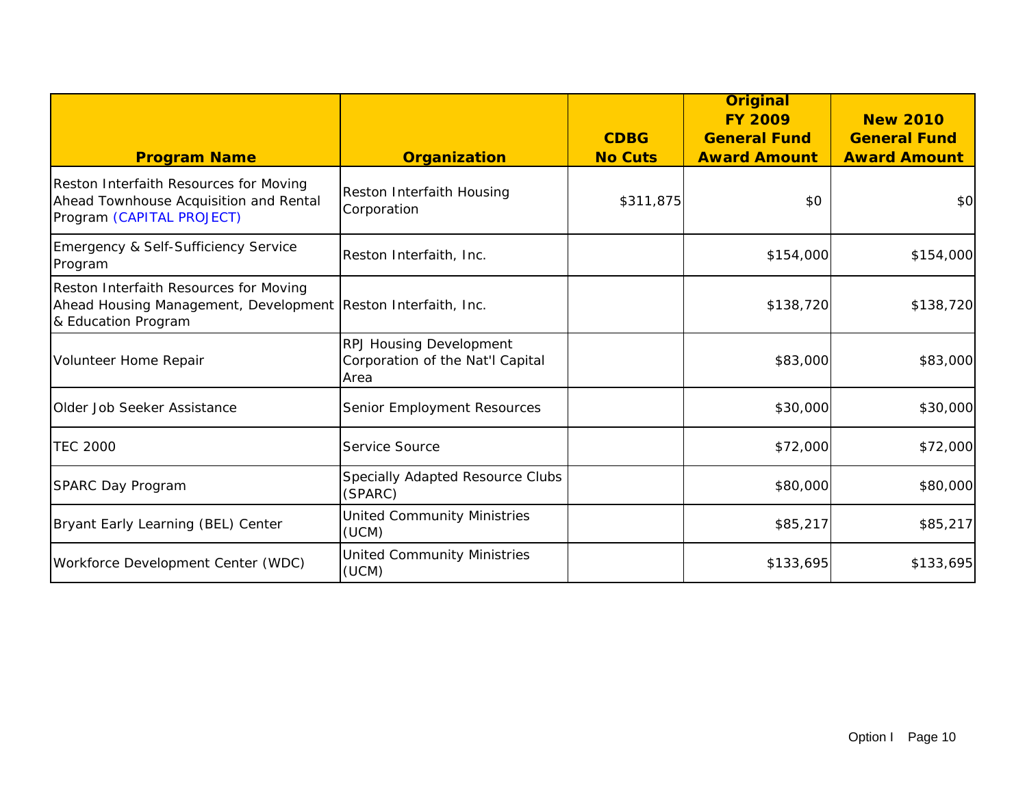| Program Name | Organization | CDBG No Cuts | Original FY 2009 General Fund Award Amount | New 2010 General Fund Award Amount |
|---|---|---|---|---|
| Reston Interfaith Resources for Moving Ahead Townhouse Acquisition and Rental Program (CAPITAL PROJECT) | Reston Interfaith Housing Corporation | $311,875 | $0 | $0 |
| Emergency & Self-Sufficiency Service Program | Reston Interfaith, Inc. | | $154,000 | $154,000 |
| Reston Interfaith Resources for Moving Ahead Housing Management, Development & Education Program | Reston Interfaith, Inc. | | $138,720 | $138,720 |
| Volunteer Home Repair | RPJ Housing Development Corporation of the Nat'l Capital Area | | $83,000 | $83,000 |
| Older Job Seeker Assistance | Senior Employment Resources | | $30,000 | $30,000 |
| TEC 2000 | Service Source | | $72,000 | $72,000 |
| SPARC Day Program | Specially Adapted Resource Clubs (SPARC) | | $80,000 | $80,000 |
| Bryant Early Learning (BEL) Center | United Community Ministries (UCM) | | $85,217 | $85,217 |
| Workforce Development Center (WDC) | United Community Ministries (UCM) | | $133,695 | $133,695 |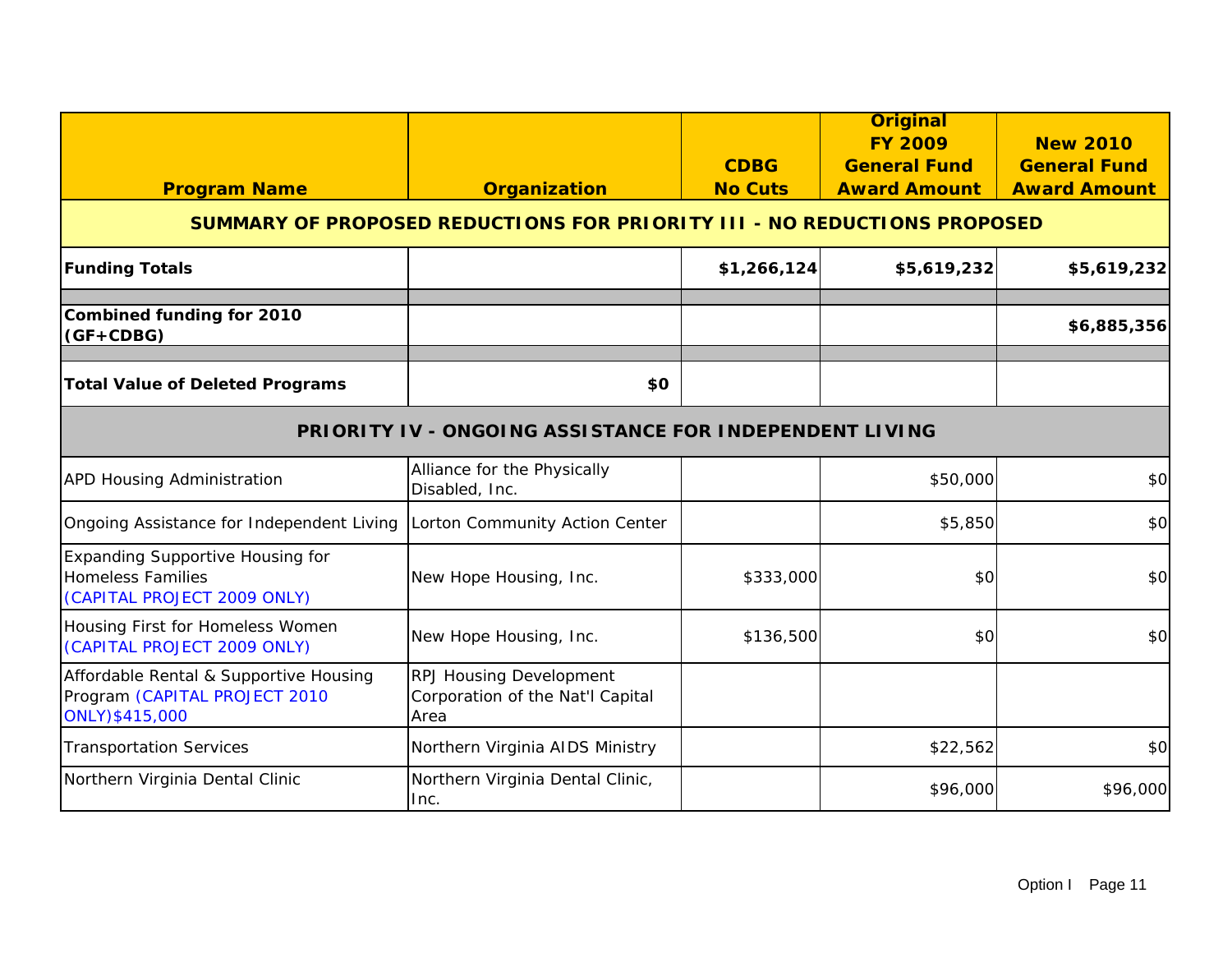| **Program Name** | **Organization** | **CDBG No Cuts** | **Original FY 2009 General Fund Award Amount** | **New 2010 General Fund Award Amount** |
|---|---|---|---|---|
| **SUMMARY OF PROPOSED REDUCTIONS FOR PRIORITY III - NO REDUCTIONS PROPOSED** | | | | |
| **Funding Totals** | | **$1,266,124** | **$5,619,232** | **$5,619,232** |
| | | | | |
| **Combined funding for 2010 (GF+CDBG)** | | | | **$6,885,356** |
| | | | | |
| **Total Value of Deleted Programs** | **$0** | | | |
| **PRIORITY IV - ONGOING ASSISTANCE FOR INDEPENDENT LIVING** | | | | |
| APD Housing Administration | Alliance for the Physically Disabled, Inc. | | $50,000 | $0 |
| Ongoing Assistance for Independent Living | Lorton Community Action Center | | $5,850 | $0 |
| Expanding Supportive Housing for Homeless Families (CAPITAL PROJECT 2009 ONLY) | New Hope Housing, Inc. | $333,000 | $0 | $0 |
| Housing First for Homeless Women (CAPITAL PROJECT 2009 ONLY) | New Hope Housing, Inc. | $136,500 | $0 | $0 |
| Affordable Rental & Supportive Housing Program (CAPITAL PROJECT 2010 ONLY)$415,000 | RPJ Housing Development Corporation of the Nat'l Capital Area | | | |
| Transportation Services | Northern Virginia AIDS Ministry | | $22,562 | $0 |
| Northern Virginia Dental Clinic | Northern Virginia Dental Clinic, Inc. | | $96,000 | $96,000 |

Option I Page 11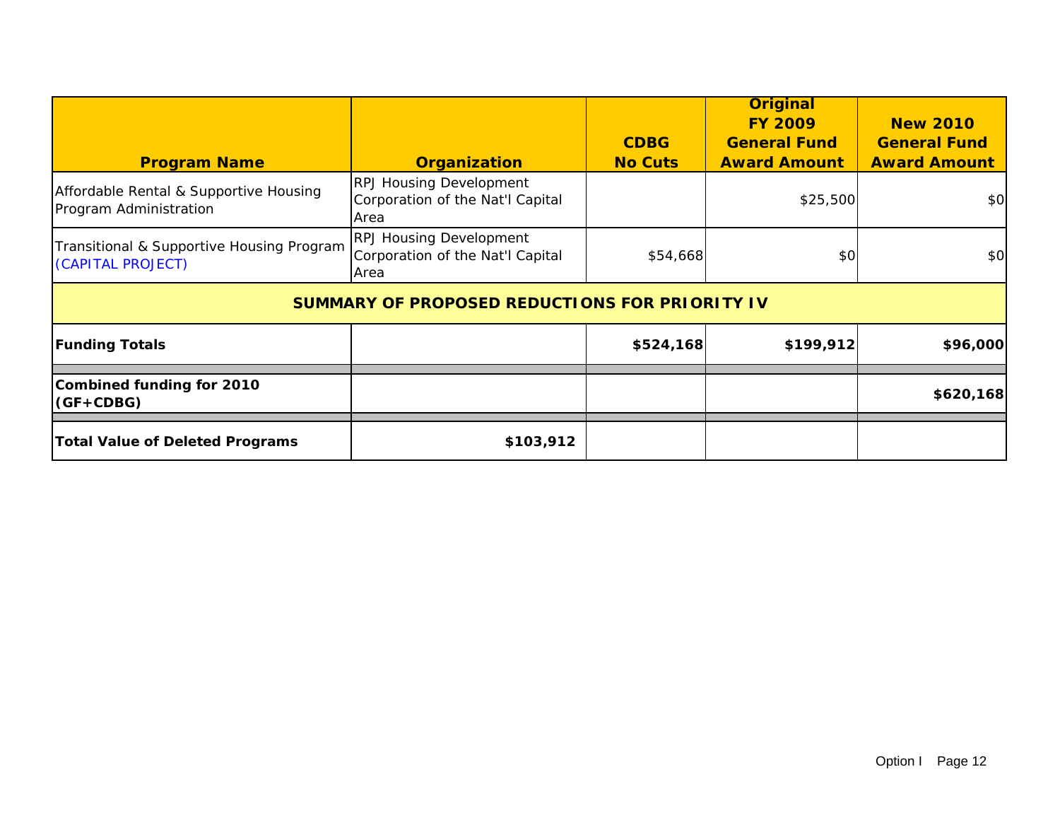| Program Name | Organization | CDBG No Cuts | Original FY 2009 General Fund Award Amount | New 2010 General Fund Award Amount |
|---|---|---|---|---|
| Affordable Rental & Supportive Housing Program Administration | RPJ Housing Development Corporation of the Nat'l Capital Area | | $25,500 | $0 |
| Transitional & Supportive Housing Program (CAPITAL PROJECT) | RPJ Housing Development Corporation of the Nat'l Capital Area | $54,668 | $0 | $0 |
| **SUMMARY OF PROPOSED REDUCTIONS FOR PRIORITY IV** | | | | |
| **Funding Totals** | | **$524,168** | **$199,912** | **$96,000** |
| **Combined funding for 2010 (GF+CDBG)** | | | | **$620,168** |
| **Total Value of Deleted Programs** | **$103,912** | | | |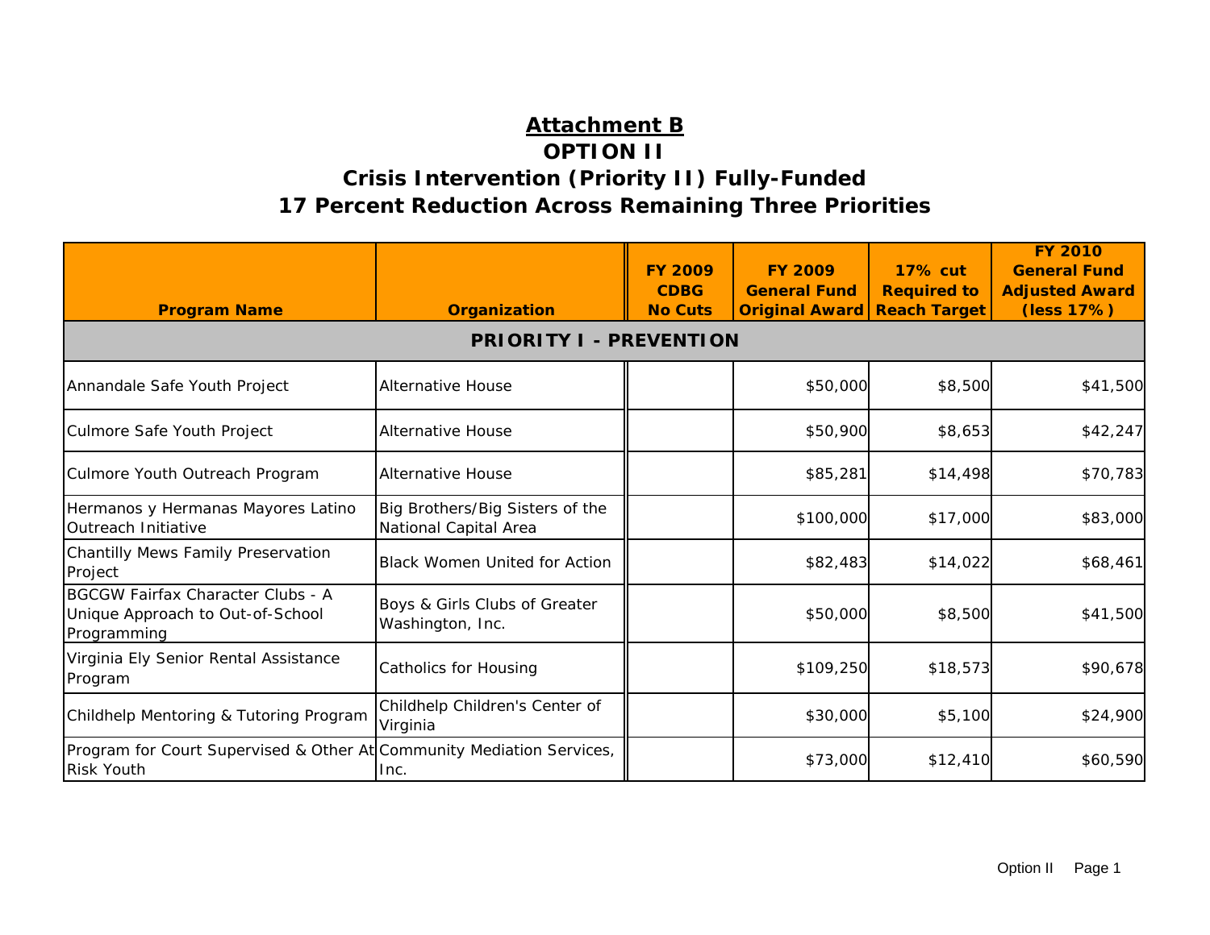# Attachment B

## OPTION II

## Crisis Intervention (Priority II) Fully-Funded

## 17 Percent Reduction Across Remaining Three Priorities

| Program Name | Organization | FY 2009 CDBG No Cuts | FY 2009 General Fund Original Award | 17% cut Required to Reach Target | FY 2010 General Fund Adjusted Award (less 17%) |
|---|---|---|---|---|---|
| **PRIORITY I - PREVENTION** | | | | | |
| Annandale Safe Youth Project | Alternative House | | $50,000 | $8,500 | $41,500 |
| Culmore Safe Youth Project | Alternative House | | $50,900 | $8,653 | $42,247 |
| Culmore Youth Outreach Program | Alternative House | | $85,281 | $14,498 | $70,783 |
| Hermanos y Hermanas Mayores Latino Outreach Initiative | Big Brothers/Big Sisters of the National Capital Area | | $100,000 | $17,000 | $83,000 |
| Chantilly Mews Family Preservation Project | Black Women United for Action | | $82,483 | $14,022 | $68,461 |
| BGCGW Fairfax Character Clubs - A Unique Approach to Out-of-School Programming | Boys & Girls Clubs of Greater Washington, Inc. | | $50,000 | $8,500 | $41,500 |
| Virginia Ely Senior Rental Assistance Program | Catholics for Housing | | $109,250 | $18,573 | $90,678 |
| Childhelp Mentoring & Tutoring Program | Childhelp Children's Center of Virginia | | $30,000 | $5,100 | $24,900 |
| Program for Court Supervised & Other At Risk Youth | Community Mediation Services, Inc. | | $73,000 | $12,410 | $60,590 |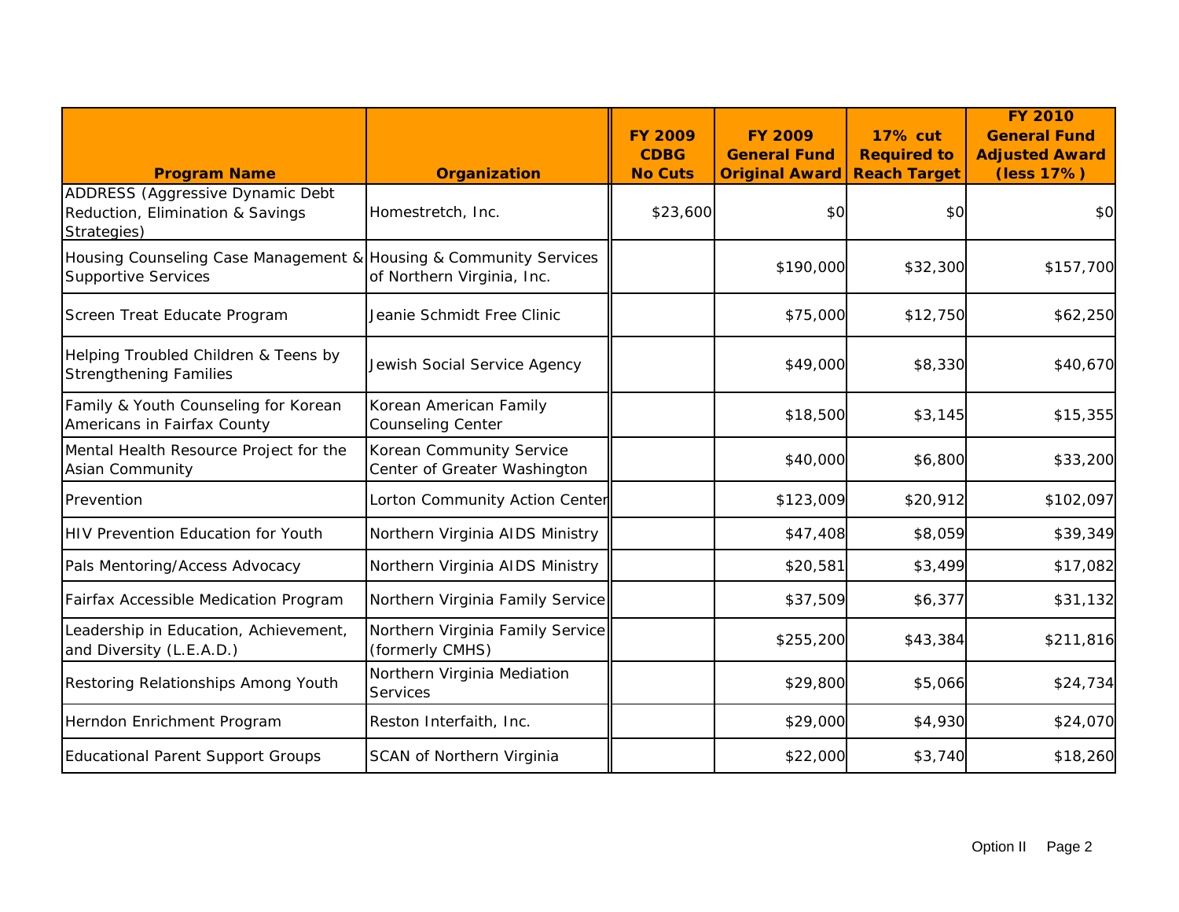| Program Name | Organization | FY 2009 CDBG No Cuts | FY 2009 General Fund Original Award | 17% cut Required to Reach Target | FY 2010 General Fund Adjusted Award (less 17%) |
|---|---|---|---|---|---|
| ADDRESS (Aggressive Dynamic Debt Reduction, Elimination & Savings Strategies) | Homestretch, Inc. | $23,600 | $0 | $0 | $0 |
| Housing Counseling Case Management & Supportive Services | Housing & Community Services of Northern Virginia, Inc. | | $190,000 | $32,300 | $157,700 |
| Screen Treat Educate Program | Jeanie Schmidt Free Clinic | | $75,000 | $12,750 | $62,250 |
| Helping Troubled Children & Teens by Strengthening Families | Jewish Social Service Agency | | $49,000 | $8,330 | $40,670 |
| Family & Youth Counseling for Korean Americans in Fairfax County | Korean American Family Counseling Center | | $18,500 | $3,145 | $15,355 |
| Mental Health Resource Project for the Asian Community | Korean Community Service Center of Greater Washington | | $40,000 | $6,800 | $33,200 |
| Prevention | Lorton Community Action Center | | $123,009 | $20,912 | $102,097 |
| HIV Prevention Education for Youth | Northern Virginia AIDS Ministry | | $47,408 | $8,059 | $39,349 |
| Pals Mentoring/Access Advocacy | Northern Virginia AIDS Ministry | | $20,581 | $3,499 | $17,082 |
| Fairfax Accessible Medication Program | Northern Virginia Family Service | | $37,509 | $6,377 | $31,132 |
| Leadership in Education, Achievement, and Diversity (L.E.A.D.) | Northern Virginia Family Service (formerly CMHS) | | $255,200 | $43,384 | $211,816 |
| Restoring Relationships Among Youth | Northern Virginia Mediation Services | | $29,800 | $5,066 | $24,734 |
| Herndon Enrichment Program | Reston Interfaith, Inc. | | $29,000 | $4,930 | $24,070 |
| Educational Parent Support Groups | SCAN of Northern Virginia | | $22,000 | $3,740 | $18,260 |

Option II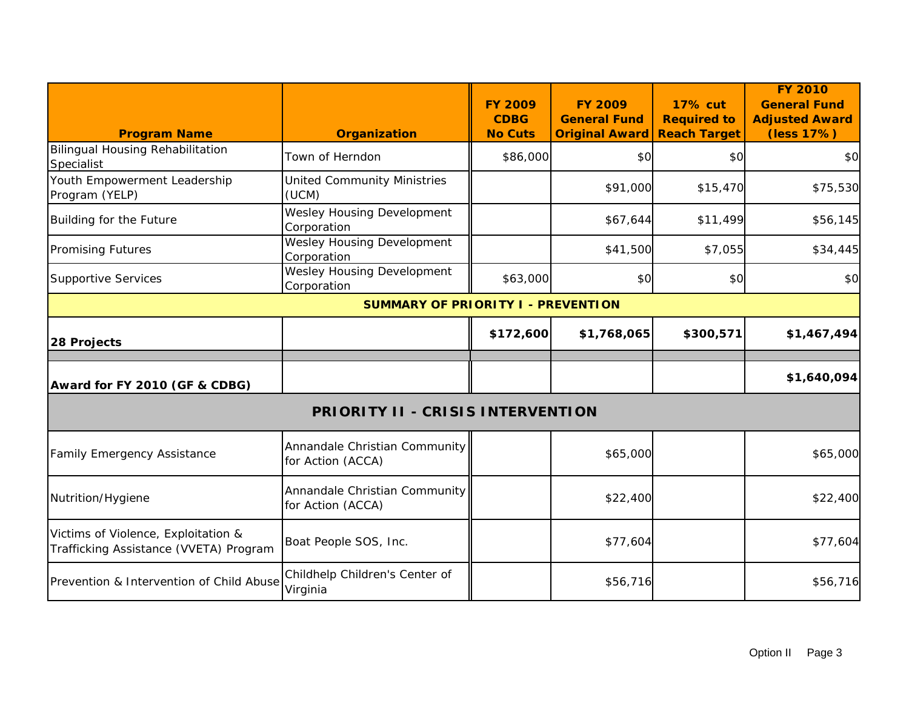| Program Name | Organization | FY 2009 CDBG No Cuts | FY 2009 General Fund Original Award | 17% cut Required to Reach Target | FY 2010 General Fund Adjusted Award (less 17%) |
|---|---|---|---|---|---|
| Bilingual Housing Rehabilitation Specialist | Town of Herndon | $86,000 | $0 | $0 | $0 |
| Youth Empowerment Leadership Program (YELP) | United Community Ministries (UCM) | | $91,000 | $15,470 | $75,530 |
| Building for the Future | Wesley Housing Development Corporation | | $67,644 | $11,499 | $56,145 |
| Promising Futures | Wesley Housing Development Corporation | | $41,500 | $7,055 | $34,445 |
| Supportive Services | Wesley Housing Development Corporation | $63,000 | $0 | $0 | $0 |
| **SUMMARY OF PRIORITY I - PREVENTION** | | | | | |
| **28 Projects** | | **$172,600** | **$1,768,065** | **$300,571** | **$1,467,494** |
| | | | | | |
| **Award for FY 2010 (GF & CDBG)** | | | | | **$1,640,094** |
| **PRIORITY II - CRISIS INTERVENTION** | | | | | |
| Family Emergency Assistance | Annandale Christian Community for Action (ACCA) | | $65,000 | | $65,000 |
| Nutrition/Hygiene | Annandale Christian Community for Action (ACCA) | | $22,400 | | $22,400 |
| Victims of Violence, Exploitation & Trafficking Assistance (VVETA) Program | Boat People SOS, Inc. | | $77,604 | | $77,604 |
| Prevention & Intervention of Child Abuse | Childhelp Children's Center of Virginia | | $56,716 | | $56,716 |

Option II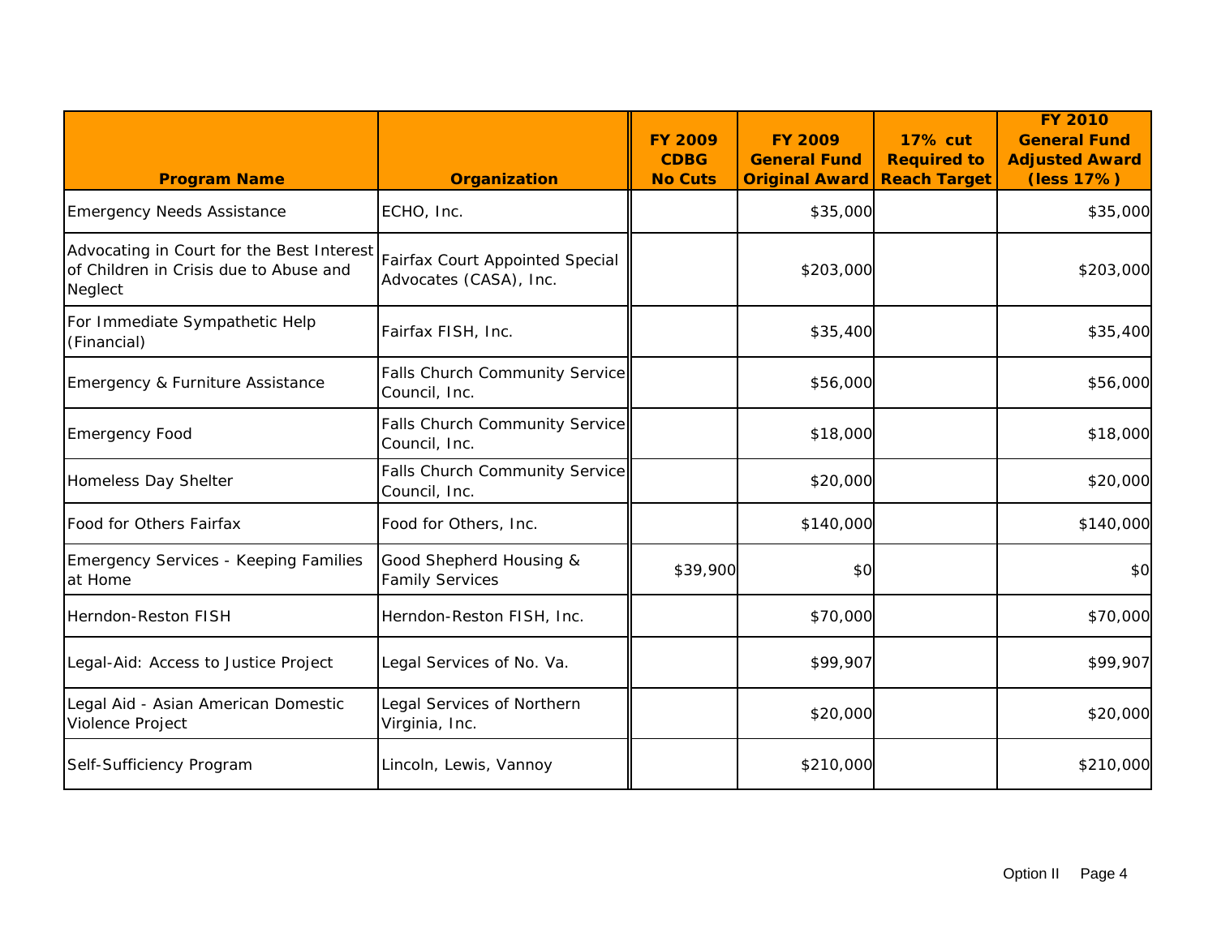| Program Name | Organization | FY 2009 CDBG No Cuts | FY 2009 General Fund Original Award | 17% cut Required to Reach Target | FY 2010 General Fund Adjusted Award (less 17%) |
|---|---|---|---|---|---|
| Emergency Needs Assistance | ECHO, Inc. | | $35,000 | | $35,000 |
| Advocating in Court for the Best Interest of Children in Crisis due to Abuse and Neglect | Fairfax Court Appointed Special Advocates (CASA), Inc. | | $203,000 | | $203,000 |
| For Immediate Sympathetic Help (Financial) | Fairfax FISH, Inc. | | $35,400 | | $35,400 |
| Emergency & Furniture Assistance | Falls Church Community Service Council, Inc. | | $56,000 | | $56,000 |
| Emergency Food | Falls Church Community Service Council, Inc. | | $18,000 | | $18,000 |
| Homeless Day Shelter | Falls Church Community Service Council, Inc. | | $20,000 | | $20,000 |
| Food for Others Fairfax | Food for Others, Inc. | | $140,000 | | $140,000 |
| Emergency Services - Keeping Families at Home | Good Shepherd Housing & Family Services | $39,900 | $0 | | $0 |
| Herndon-Reston FISH | Herndon-Reston FISH, Inc. | | $70,000 | | $70,000 |
| Legal-Aid: Access to Justice Project | Legal Services of No. Va. | | $99,907 | | $99,907 |
| Legal Aid - Asian American Domestic Violence Project | Legal Services of Northern Virginia, Inc. | | $20,000 | | $20,000 |
| Self-Sufficiency Program | Lincoln, Lewis, Vannoy | | $210,000 | | $210,000 |

Option II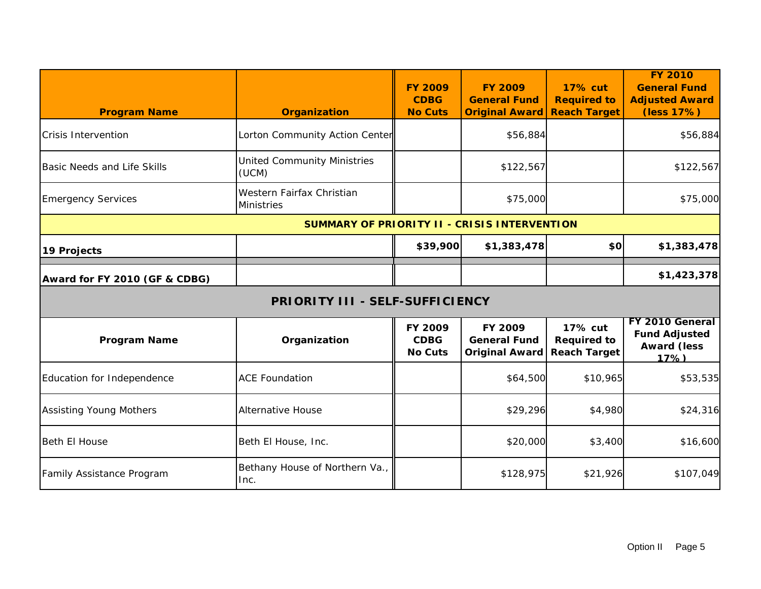| Program Name | Organization | FY 2009 CDBG No Cuts | FY 2009 General Fund Original Award | 17% cut Required to Reach Target | FY 2010 General Fund Adjusted Award (less 17%) |
|---|---|---|---|---|---|
| Crisis Intervention | Lorton Community Action Center | | $56,884 | | $56,884 |
| Basic Needs and Life Skills | United Community Ministries (UCM) | | $122,567 | | $122,567 |
| Emergency Services | Western Fairfax Christian Ministries | | $75,000 | | $75,000 |
| **SUMMARY OF PRIORITY II - CRISIS INTERVENTION** | | | | | |
| **19 Projects** | | **$39,900** | **$1,383,478** | **$0** | **$1,383,478** |
| **Award for FY 2010 (GF & CDBG)** | | | | | **$1,423,378** |

## PRIORITY III - SELF-SUFFICIENCY

| Program Name | Organization | FY 2009 CDBG No Cuts | FY 2009 General Fund Original Award | 17% cut Required to Reach Target | FY 2010 General Fund Adjusted Award (less 17%) |
|---|---|---|---|---|---|
| Education for Independence | ACE Foundation | | $64,500 | $10,965 | $53,535 |
| Assisting Young Mothers | Alternative House | | $29,296 | $4,980 | $24,316 |
| Beth El House | Beth El House, Inc. | | $20,000 | $3,400 | $16,600 |
| Family Assistance Program | Bethany House of Northern Va., Inc. | | $128,975 | $21,926 | $107,049 |

Option II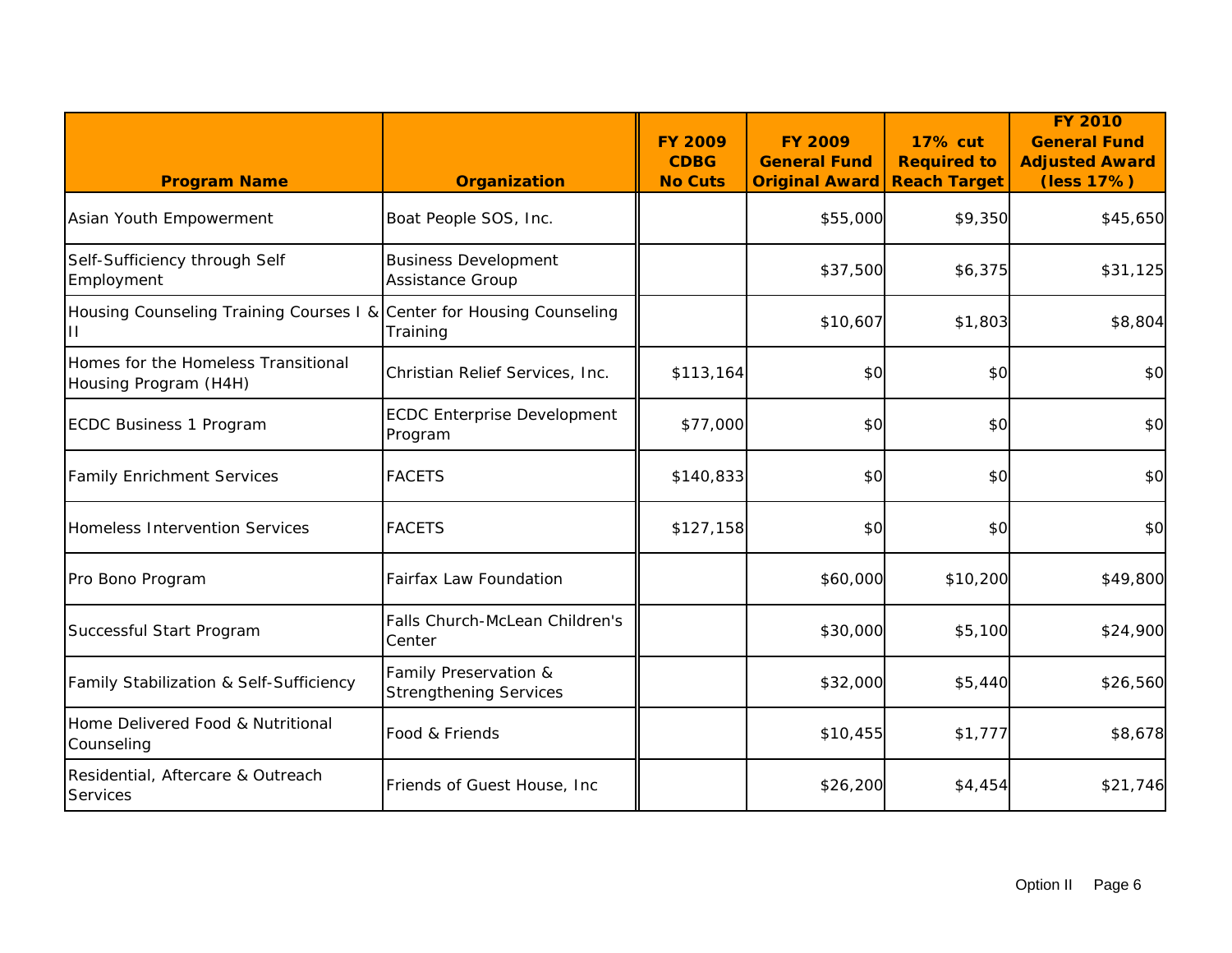| Program Name | Organization | FY 2009 CDBG No Cuts | FY 2009 General Fund Original Award | 17% cut Required to Reach Target | FY 2010 General Fund Adjusted Award (less 17%) |
|---|---|---|---|---|---|
| Asian Youth Empowerment | Boat People SOS, Inc. | | $55,000 | $9,350 | $45,650 |
| Self-Sufficiency through Self Employment | Business Development Assistance Group | | $37,500 | $6,375 | $31,125 |
| Housing Counseling Training Courses I & II | Center for Housing Counseling Training | | $10,607 | $1,803 | $8,804 |
| Homes for the Homeless Transitional Housing Program (H4H) | Christian Relief Services, Inc. | $113,164 | $0 | $0 | $0 |
| ECDC Business 1 Program | ECDC Enterprise Development Program | $77,000 | $0 | $0 | $0 |
| Family Enrichment Services | FACETS | $140,833 | $0 | $0 | $0 |
| Homeless Intervention Services | FACETS | $127,158 | $0 | $0 | $0 |
| Pro Bono Program | Fairfax Law Foundation | | $60,000 | $10,200 | $49,800 |
| Successful Start Program | Falls Church-McLean Children's Center | | $30,000 | $5,100 | $24,900 |
| Family Stabilization & Self-Sufficiency | Family Preservation & Strengthening Services | | $32,000 | $5,440 | $26,560 |
| Home Delivered Food & Nutritional Counseling | Food & Friends | | $10,455 | $1,777 | $8,678 |
| Residential, Aftercare & Outreach Services | Friends of Guest House, Inc | | $26,200 | $4,454 | $21,746 |

Option II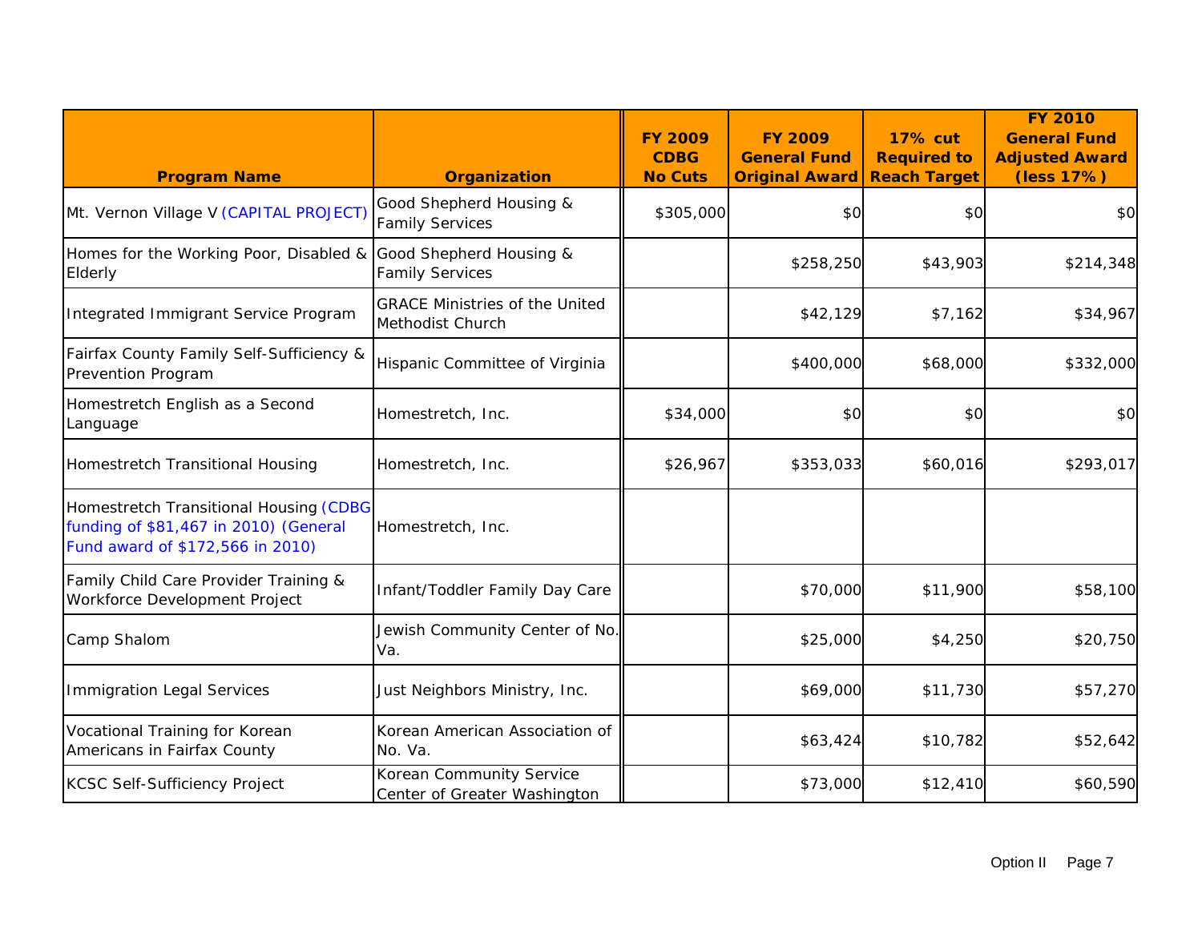| Program Name | Organization | FY 2009 CDBG No Cuts | FY 2009 General Fund Original Award | 17% cut Required to Reach Target | FY 2010 General Fund Adjusted Award (less 17%) |
|---|---|---|---|---|---|
| Mt. Vernon Village V (CAPITAL PROJECT) | Good Shepherd Housing & Family Services | $305,000 | $0 | $0 | $0 |
| Homes for the Working Poor, Disabled & Elderly | Good Shepherd Housing & Family Services | | $258,250 | $43,903 | $214,348 |
| Integrated Immigrant Service Program | GRACE Ministries of the United Methodist Church | | $42,129 | $7,162 | $34,967 |
| Fairfax County Family Self-Sufficiency & Prevention Program | Hispanic Committee of Virginia | | $400,000 | $68,000 | $332,000 |
| Homestretch English as a Second Language | Homestretch, Inc. | $34,000 | $0 | $0 | $0 |
| Homestretch Transitional Housing | Homestretch, Inc. | $26,967 | $353,033 | $60,016 | $293,017 |
| Homestretch Transitional Housing (CDBG funding of $81,467 in 2010) (General Fund award of $172,566 in 2010) | Homestretch, Inc. | | | | |
| Family Child Care Provider Training & Workforce Development Project | Infant/Toddler Family Day Care | | $70,000 | $11,900 | $58,100 |
| Camp Shalom | Jewish Community Center of No. Va. | | $25,000 | $4,250 | $20,750 |
| Immigration Legal Services | Just Neighbors Ministry, Inc. | | $69,000 | $11,730 | $57,270 |
| Vocational Training for Korean Americans in Fairfax County | Korean American Association of No. Va. | | $63,424 | $10,782 | $52,642 |
| KCSC Self-Sufficiency Project | Korean Community Service Center of Greater Washington | | $73,000 | $12,410 | $60,590 |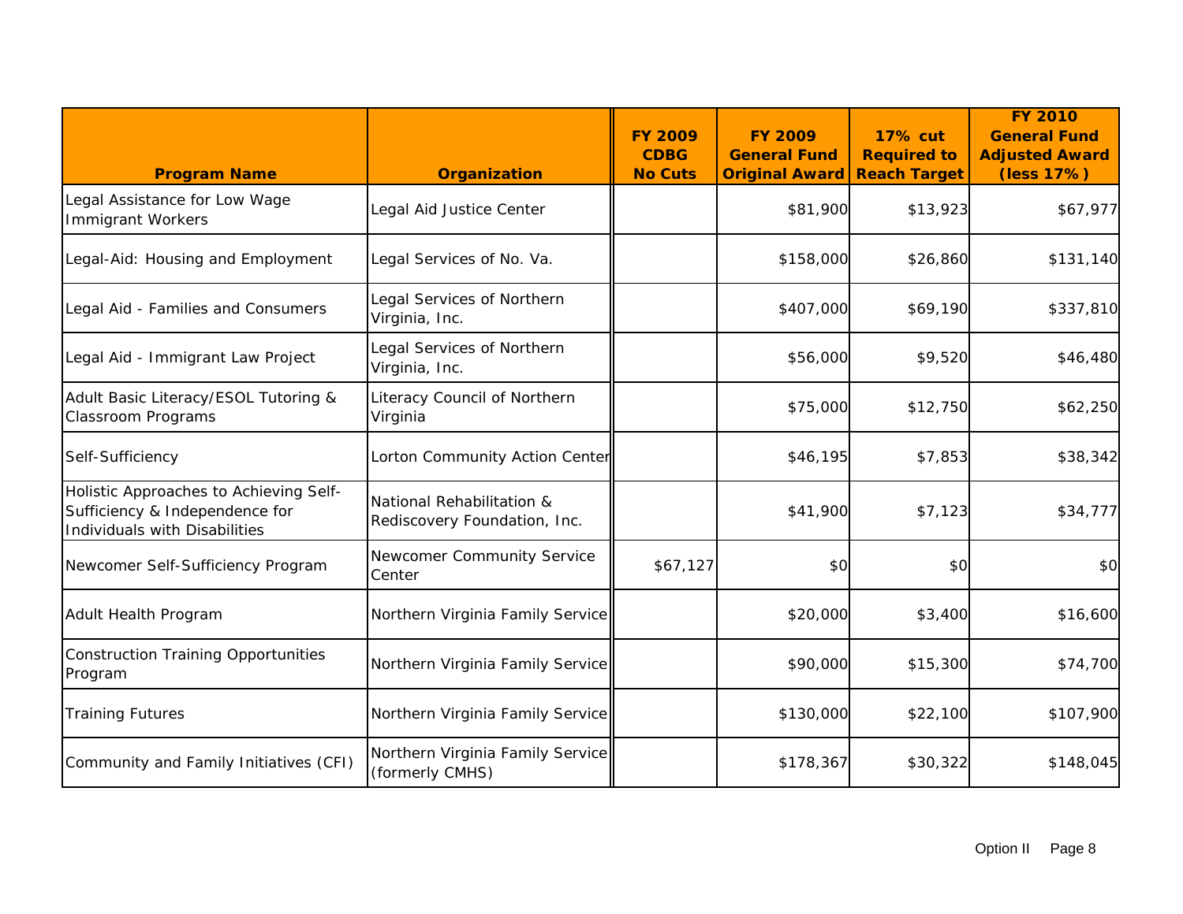| Program Name | Organization | FY 2009 CDBG No Cuts | FY 2009 General Fund Original Award | 17% cut Required to Reach Target | FY 2010 General Fund Adjusted Award (less 17%) |
|---|---|---|---|---|---|
| Legal Assistance for Low Wage Immigrant Workers | Legal Aid Justice Center | | $81,900 | $13,923 | $67,977 |
| Legal-Aid: Housing and Employment | Legal Services of No. Va. | | $158,000 | $26,860 | $131,140 |
| Legal Aid - Families and Consumers | Legal Services of Northern Virginia, Inc. | | $407,000 | $69,190 | $337,810 |
| Legal Aid - Immigrant Law Project | Legal Services of Northern Virginia, Inc. | | $56,000 | $9,520 | $46,480 |
| Adult Basic Literacy/ESOL Tutoring & Classroom Programs | Literacy Council of Northern Virginia | | $75,000 | $12,750 | $62,250 |
| Self-Sufficiency | Lorton Community Action Center | | $46,195 | $7,853 | $38,342 |
| Holistic Approaches to Achieving Self-Sufficiency & Independence for Individuals with Disabilities | National Rehabilitation & Rediscovery Foundation, Inc. | | $41,900 | $7,123 | $34,777 |
| Newcomer Self-Sufficiency Program | Newcomer Community Service Center | $67,127 | $0 | $0 | $0 |
| Adult Health Program | Northern Virginia Family Service | | $20,000 | $3,400 | $16,600 |
| Construction Training Opportunities Program | Northern Virginia Family Service | | $90,000 | $15,300 | $74,700 |
| Training Futures | Northern Virginia Family Service | | $130,000 | $22,100 | $107,900 |
| Community and Family Initiatives (CFI) | Northern Virginia Family Service (formerly CMHS) | | $178,367 | $30,322 | $148,045 |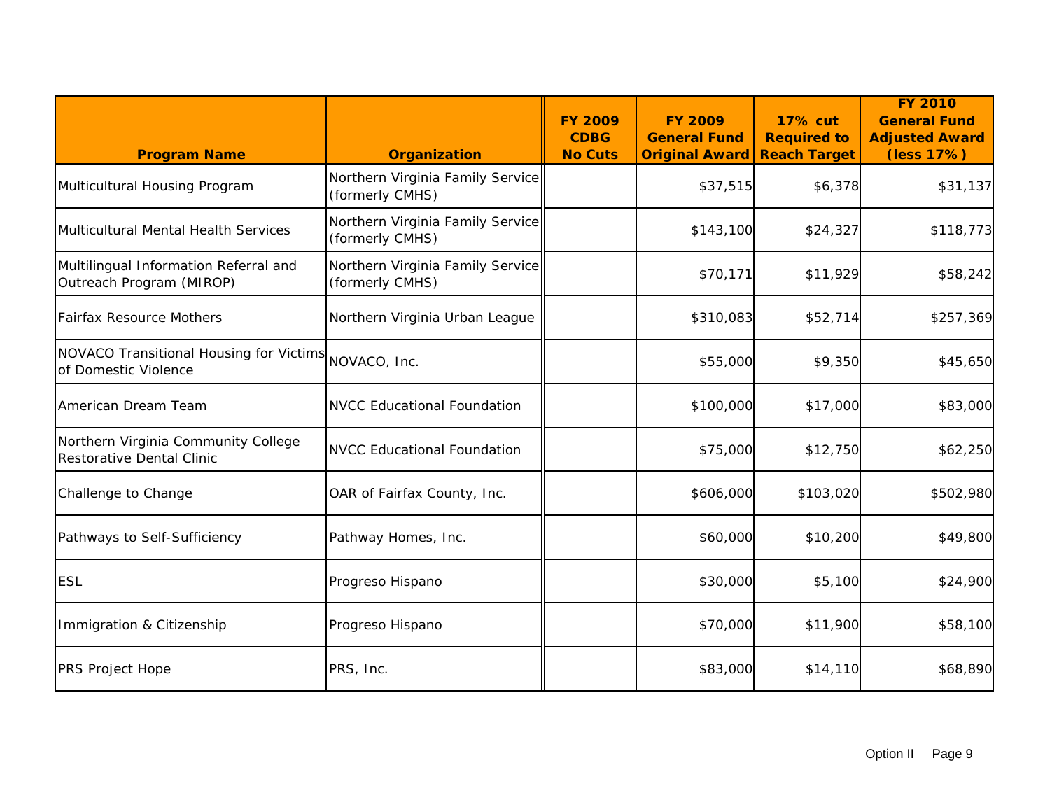| Program Name | Organization | FY 2009 CDBG No Cuts | FY 2009 General Fund Original Award | 17% cut Required to Reach Target | FY 2010 General Fund Adjusted Award (less 17%) |
|---|---|---|---|---|---|
| Multicultural Housing Program | Northern Virginia Family Service (formerly CMHS) | | $37,515 | $6,378 | $31,137 |
| Multicultural Mental Health Services | Northern Virginia Family Service (formerly CMHS) | | $143,100 | $24,327 | $118,773 |
| Multilingual Information Referral and Outreach Program (MIROP) | Northern Virginia Family Service (formerly CMHS) | | $70,171 | $11,929 | $58,242 |
| Fairfax Resource Mothers | Northern Virginia Urban League | | $310,083 | $52,714 | $257,369 |
| NOVACO Transitional Housing for Victims of Domestic Violence | NOVACO, Inc. | | $55,000 | $9,350 | $45,650 |
| American Dream Team | NVCC Educational Foundation | | $100,000 | $17,000 | $83,000 |
| Northern Virginia Community College Restorative Dental Clinic | NVCC Educational Foundation | | $75,000 | $12,750 | $62,250 |
| Challenge to Change | OAR of Fairfax County, Inc. | | $606,000 | $103,020 | $502,980 |
| Pathways to Self-Sufficiency | Pathway Homes, Inc. | | $60,000 | $10,200 | $49,800 |
| ESL | Progreso Hispano | | $30,000 | $5,100 | $24,900 |
| Immigration & Citizenship | Progreso Hispano | | $70,000 | $11,900 | $58,100 |
| PRS Project Hope | PRS, Inc. | | $83,000 | $14,110 | $68,890 |

Option II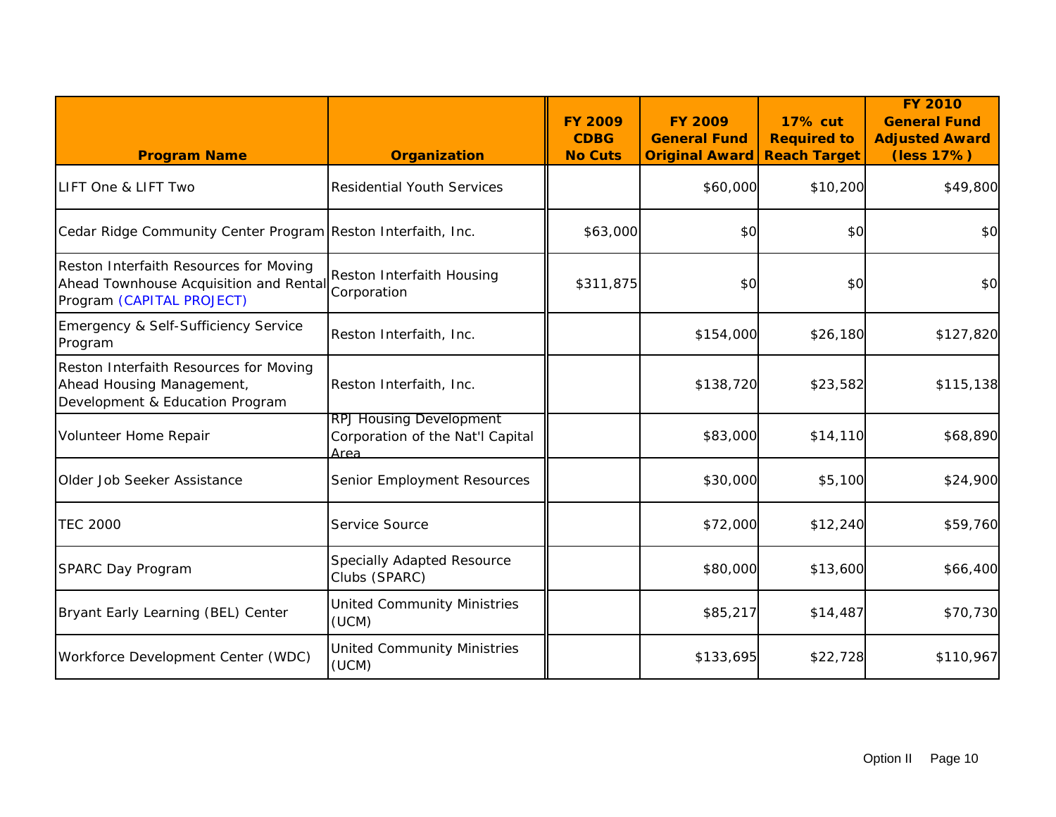| Program Name | Organization | FY 2009 CDBG No Cuts | FY 2009 General Fund Original Award | 17% cut Required to Reach Target | FY 2010 General Fund Adjusted Award (less 17%) |
|---|---|---|---|---|---|
| LIFT One & LIFT Two | Residential Youth Services | | $60,000 | $10,200 | $49,800 |
| Cedar Ridge Community Center Program | Reston Interfaith, Inc. | $63,000 | $0 | $0 | $0 |
| Reston Interfaith Resources for Moving Ahead Townhouse Acquisition and Rental Program (CAPITAL PROJECT) | Reston Interfaith Housing Corporation | $311,875 | $0 | $0 | $0 |
| Emergency & Self-Sufficiency Service Program | Reston Interfaith, Inc. | | $154,000 | $26,180 | $127,820 |
| Reston Interfaith Resources for Moving Ahead Housing Management, Development & Education Program | Reston Interfaith, Inc. | | $138,720 | $23,582 | $115,138 |
| Volunteer Home Repair | RPJ Housing Development Corporation of the Nat'l Capital Area | | $83,000 | $14,110 | $68,890 |
| Older Job Seeker Assistance | Senior Employment Resources | | $30,000 | $5,100 | $24,900 |
| TEC 2000 | Service Source | | $72,000 | $12,240 | $59,760 |
| SPARC Day Program | Specially Adapted Resource Clubs (SPARC) | | $80,000 | $13,600 | $66,400 |
| Bryant Early Learning (BEL) Center | United Community Ministries (UCM) | | $85,217 | $14,487 | $70,730 |
| Workforce Development Center (WDC) | United Community Ministries (UCM) | | $133,695 | $22,728 | $110,967 |

Option II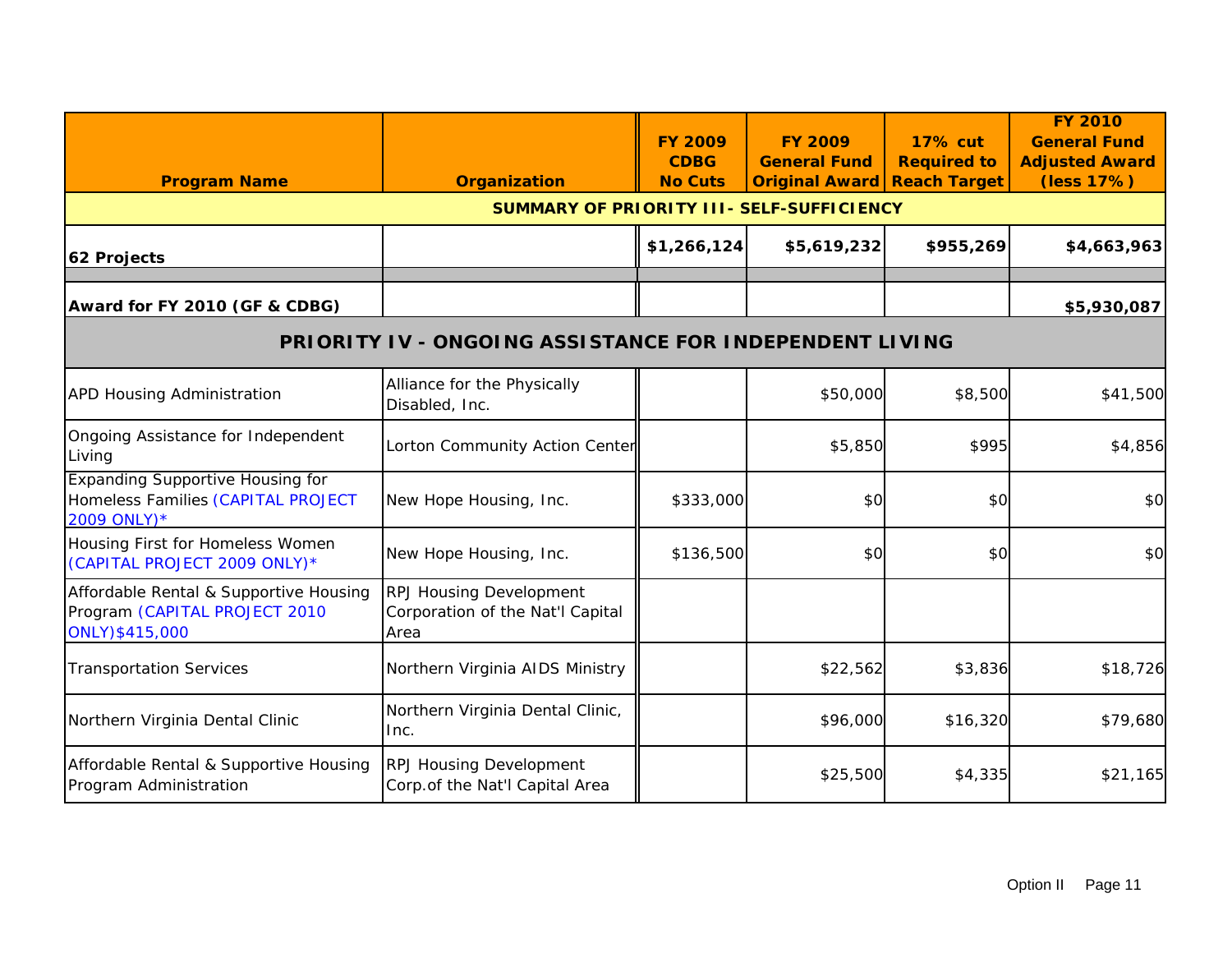| Program Name | Organization | FY 2009 CDBG No Cuts | FY 2009 General Fund Original Award | 17% cut Required to Reach Target | FY 2010 General Fund Adjusted Award (less 17%) |
|---|---|---|---|---|---|
| **SUMMARY OF PRIORITY III- SELF-SUFFICIENCY** | | | | | |
| **62 Projects** | | **$1,266,124** | **$5,619,232** | **$955,269** | **$4,663,963** |
| | | | | | |
| **Award for FY 2010 (GF & CDBG)** | | | | | **$5,930,087** |
| **PRIORITY IV - ONGOING ASSISTANCE FOR INDEPENDENT LIVING** | | | | | |
| APD Housing Administration | Alliance for the Physically Disabled, Inc. | | $50,000 | $8,500 | $41,500 |
| Ongoing Assistance for Independent Living | Lorton Community Action Center | | $5,850 | $995 | $4,856 |
| Expanding Supportive Housing for Homeless Families (CAPITAL PROJECT 2009 ONLY)* | New Hope Housing, Inc. | $333,000 | $0 | $0 | $0 |
| Housing First for Homeless Women (CAPITAL PROJECT 2009 ONLY)* | New Hope Housing, Inc. | $136,500 | $0 | $0 | $0 |
| Affordable Rental & Supportive Housing Program (CAPITAL PROJECT 2010 ONLY)$415,000 | RPJ Housing Development Corporation of the Nat'l Capital Area | | | | |
| Transportation Services | Northern Virginia AIDS Ministry | | $22,562 | $3,836 | $18,726 |
| Northern Virginia Dental Clinic | Northern Virginia Dental Clinic, Inc. | | $96,000 | $16,320 | $79,680 |
| Affordable Rental & Supportive Housing Program Administration | RPJ Housing Development Corp.of the Nat'l Capital Area | | $25,500 | $4,335 | $21,165 |

Option II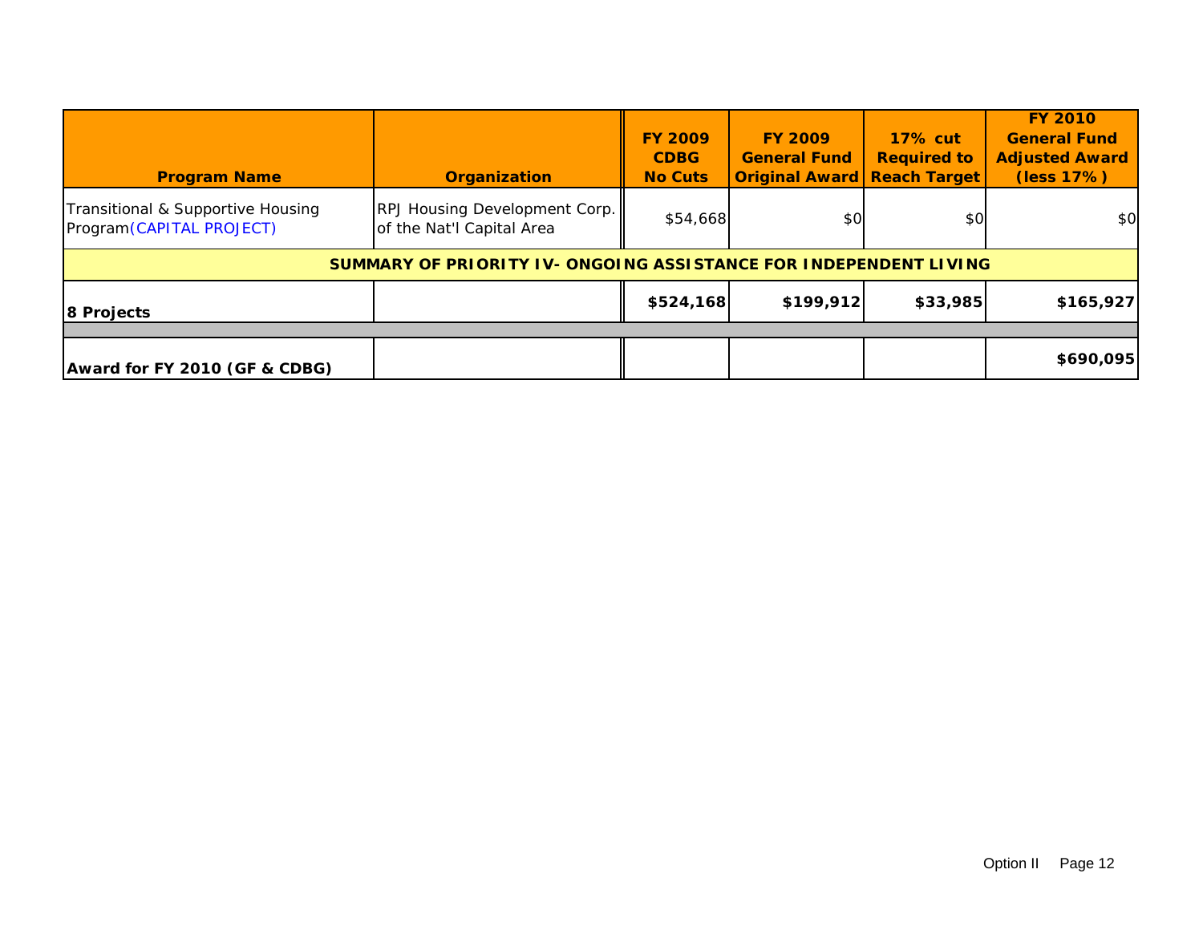| Program Name | Organization | FY 2009 CDBG No Cuts | FY 2009 General Fund Original Award | 17% cut Required to Reach Target | FY 2010 General Fund Adjusted Award (less 17%) |
|---|---|---|---|---|---|
| Transitional & Supportive Housing Program(CAPITAL PROJECT) | RPJ Housing Development Corp. of the Nat'l Capital Area | $54,668 | $0 | $0 | $0 |
| **SUMMARY OF PRIORITY IV- ONGOING ASSISTANCE FOR INDEPENDENT LIVING** | | | | | |
| **8 Projects** | | **$524,168** | **$199,912** | **$33,985** | **$165,927** |
| | | | | | |
| **Award for FY 2010 (GF & CDBG)** | | | | | **$690,095** |

Option II